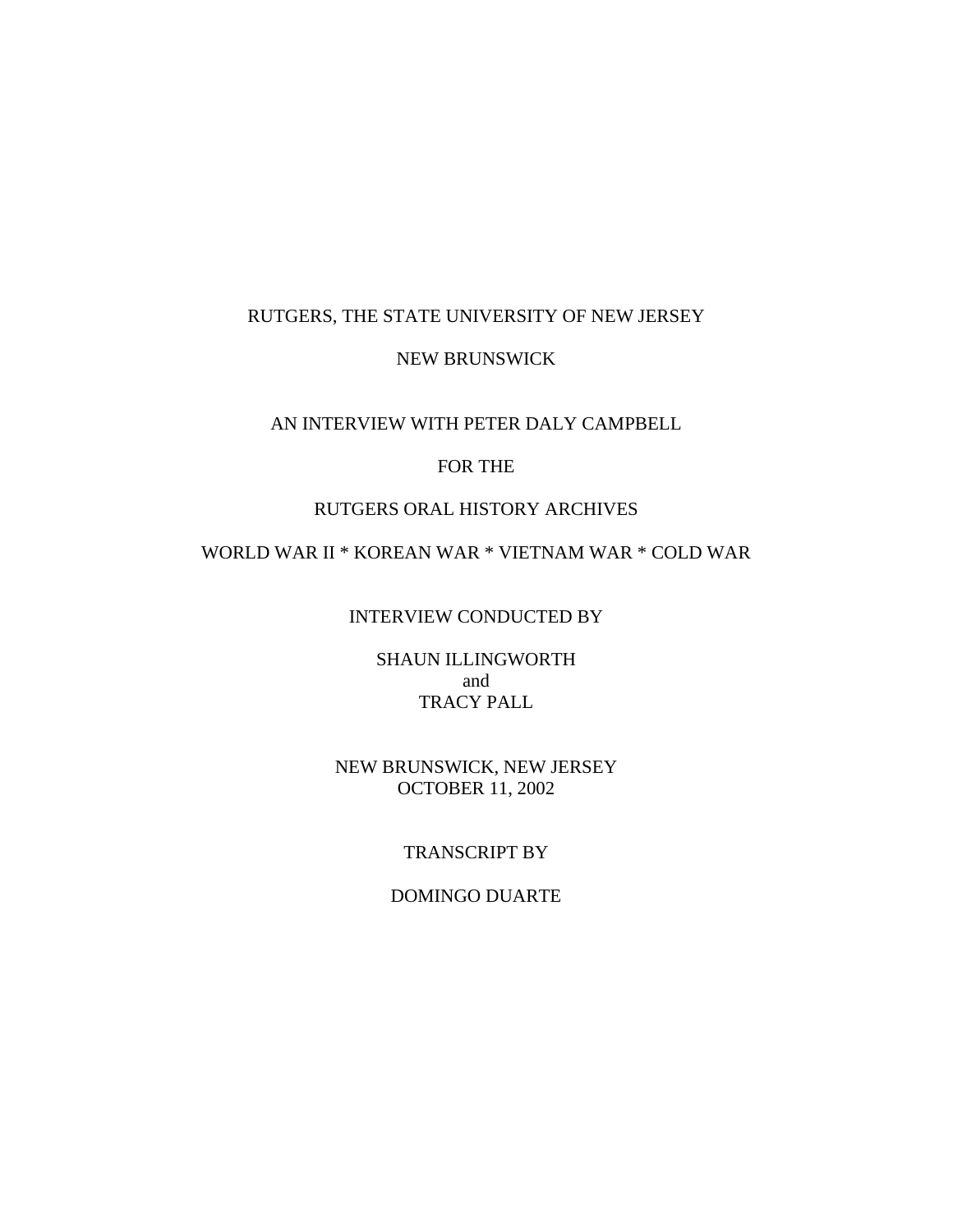RUTGERS, THE STATE UNIVERSITY OF NEW JERSEY

NEW BRUNSWICK

AN INTERVIEW WITH PETER DALY CAMPBELL

FOR THE

RUTGERS ORAL HISTORY ARCHIVES

WORLD WAR II * KOREAN WAR * VIETNAM WAR * COLD WAR

INTERVIEW CONDUCTED BY

SHAUN ILLINGWORTH
and
TRACY PALL

NEW BRUNSWICK, NEW JERSEY
OCTOBER 11, 2002

TRANSCRIPT BY

DOMINGO DUARTE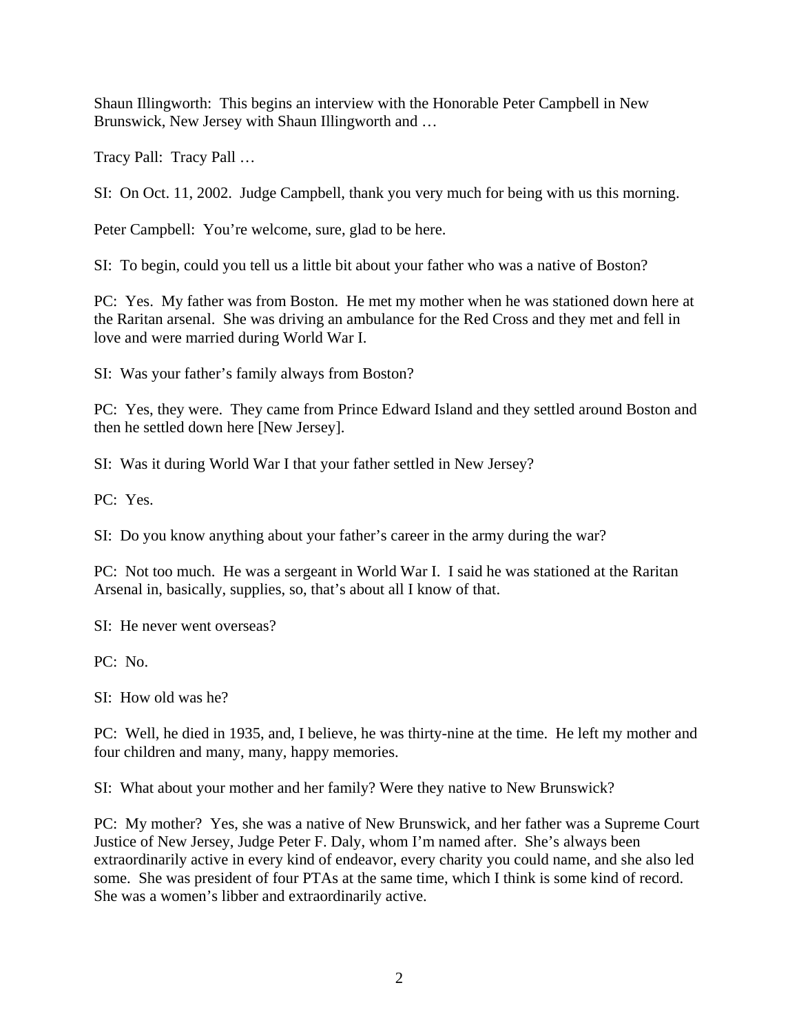Shaun Illingworth: This begins an interview with the Honorable Peter Campbell in New Brunswick, New Jersey with Shaun Illingworth and …

Tracy Pall: Tracy Pall …

SI: On Oct. 11, 2002. Judge Campbell, thank you very much for being with us this morning.

Peter Campbell: You're welcome, sure, glad to be here.

SI: To begin, could you tell us a little bit about your father who was a native of Boston?

PC: Yes. My father was from Boston. He met my mother when he was stationed down here at the Raritan arsenal. She was driving an ambulance for the Red Cross and they met and fell in love and were married during World War I.

SI: Was your father's family always from Boston?

PC: Yes, they were. They came from Prince Edward Island and they settled around Boston and then he settled down here [New Jersey].

SI: Was it during World War I that your father settled in New Jersey?

PC: Yes.

SI: Do you know anything about your father's career in the army during the war?

PC: Not too much. He was a sergeant in World War I. I said he was stationed at the Raritan Arsenal in, basically, supplies, so, that's about all I know of that.

SI: He never went overseas?

PC: No.

SI: How old was he?

PC: Well, he died in 1935, and, I believe, he was thirty-nine at the time. He left my mother and four children and many, many, happy memories.

SI: What about your mother and her family? Were they native to New Brunswick?

PC: My mother? Yes, she was a native of New Brunswick, and her father was a Supreme Court Justice of New Jersey, Judge Peter F. Daly, whom I'm named after. She's always been extraordinarily active in every kind of endeavor, every charity you could name, and she also led some. She was president of four PTAs at the same time, which I think is some kind of record. She was a women's libber and extraordinarily active.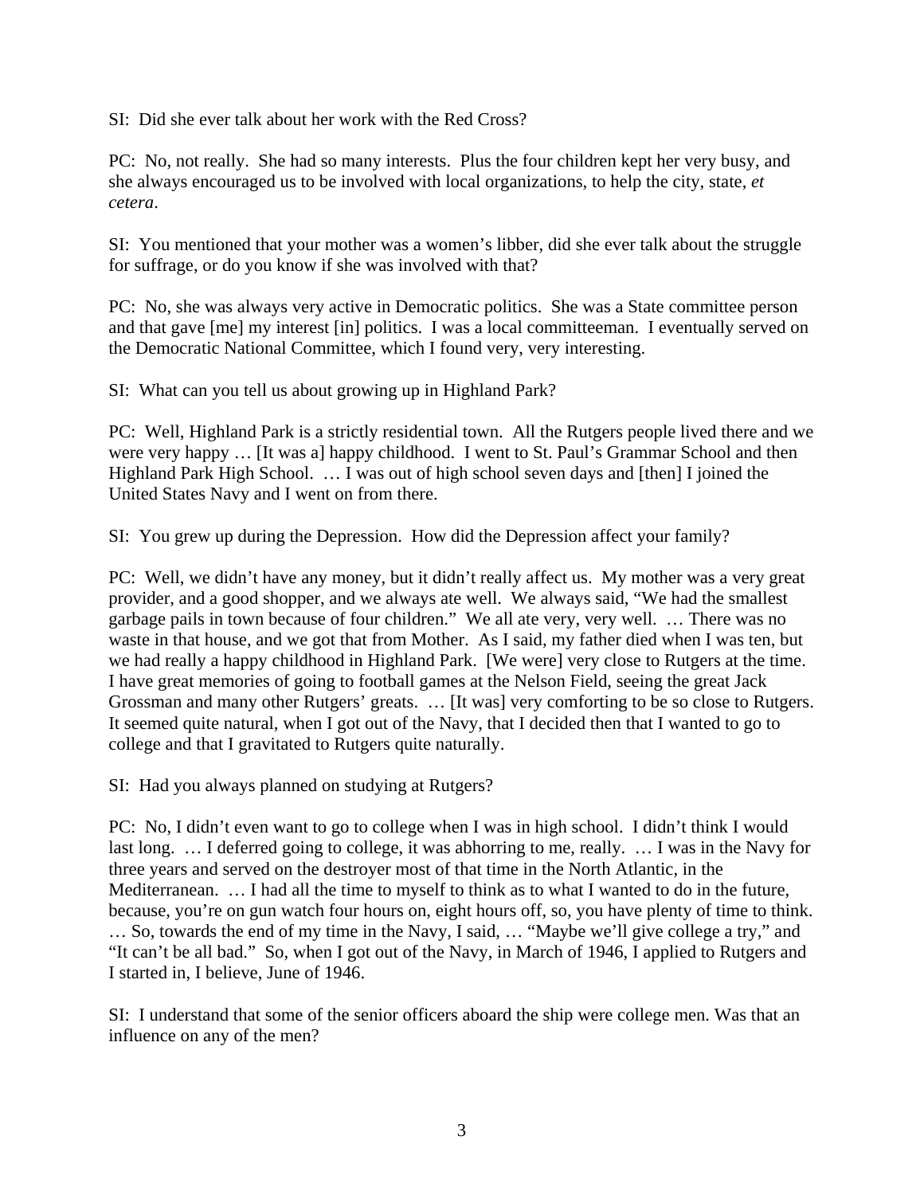SI: Did she ever talk about her work with the Red Cross?

PC: No, not really. She had so many interests. Plus the four children kept her very busy, and she always encouraged us to be involved with local organizations, to help the city, state, *et cetera*.

SI: You mentioned that your mother was a women's libber, did she ever talk about the struggle for suffrage, or do you know if she was involved with that?

PC: No, she was always very active in Democratic politics. She was a State committee person and that gave [me] my interest [in] politics. I was a local committeeman. I eventually served on the Democratic National Committee, which I found very, very interesting.

SI: What can you tell us about growing up in Highland Park?

PC: Well, Highland Park is a strictly residential town. All the Rutgers people lived there and we were very happy … [It was a] happy childhood. I went to St. Paul's Grammar School and then Highland Park High School. … I was out of high school seven days and [then] I joined the United States Navy and I went on from there.

SI: You grew up during the Depression. How did the Depression affect your family?

PC: Well, we didn't have any money, but it didn't really affect us. My mother was a very great provider, and a good shopper, and we always ate well. We always said, "We had the smallest garbage pails in town because of four children." We all ate very, very well. … There was no waste in that house, and we got that from Mother. As I said, my father died when I was ten, but we had really a happy childhood in Highland Park. [We were] very close to Rutgers at the time. I have great memories of going to football games at the Nelson Field, seeing the great Jack Grossman and many other Rutgers' greats. … [It was] very comforting to be so close to Rutgers. It seemed quite natural, when I got out of the Navy, that I decided then that I wanted to go to college and that I gravitated to Rutgers quite naturally.

SI: Had you always planned on studying at Rutgers?

PC: No, I didn't even want to go to college when I was in high school. I didn't think I would last long. … I deferred going to college, it was abhorring to me, really. … I was in the Navy for three years and served on the destroyer most of that time in the North Atlantic, in the Mediterranean. … I had all the time to myself to think as to what I wanted to do in the future, because, you're on gun watch four hours on, eight hours off, so, you have plenty of time to think. … So, towards the end of my time in the Navy, I said, … "Maybe we'll give college a try," and "It can't be all bad." So, when I got out of the Navy, in March of 1946, I applied to Rutgers and I started in, I believe, June of 1946.

SI: I understand that some of the senior officers aboard the ship were college men. Was that an influence on any of the men?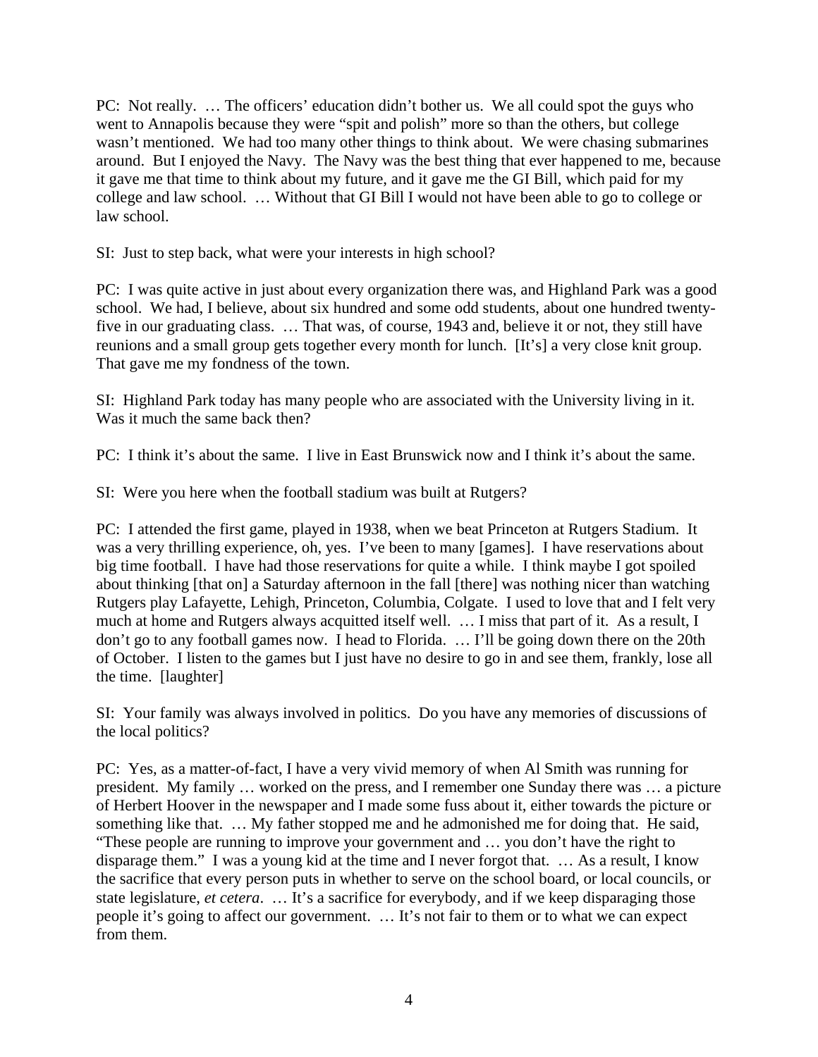PC: Not really. … The officers' education didn't bother us. We all could spot the guys who went to Annapolis because they were "spit and polish" more so than the others, but college wasn't mentioned. We had too many other things to think about. We were chasing submarines around. But I enjoyed the Navy. The Navy was the best thing that ever happened to me, because it gave me that time to think about my future, and it gave me the GI Bill, which paid for my college and law school. … Without that GI Bill I would not have been able to go to college or law school.

SI: Just to step back, what were your interests in high school?

PC: I was quite active in just about every organization there was, and Highland Park was a good school. We had, I believe, about six hundred and some odd students, about one hundred twenty-five in our graduating class. … That was, of course, 1943 and, believe it or not, they still have reunions and a small group gets together every month for lunch. [It's] a very close knit group. That gave me my fondness of the town.

SI: Highland Park today has many people who are associated with the University living in it. Was it much the same back then?

PC: I think it's about the same. I live in East Brunswick now and I think it's about the same.

SI: Were you here when the football stadium was built at Rutgers?

PC: I attended the first game, played in 1938, when we beat Princeton at Rutgers Stadium. It was a very thrilling experience, oh, yes. I've been to many [games]. I have reservations about big time football. I have had those reservations for quite a while. I think maybe I got spoiled about thinking [that on] a Saturday afternoon in the fall [there] was nothing nicer than watching Rutgers play Lafayette, Lehigh, Princeton, Columbia, Colgate. I used to love that and I felt very much at home and Rutgers always acquitted itself well. … I miss that part of it. As a result, I don't go to any football games now. I head to Florida. … I'll be going down there on the 20th of October. I listen to the games but I just have no desire to go in and see them, frankly, lose all the time. [laughter]

SI: Your family was always involved in politics. Do you have any memories of discussions of the local politics?

PC: Yes, as a matter-of-fact, I have a very vivid memory of when Al Smith was running for president. My family … worked on the press, and I remember one Sunday there was … a picture of Herbert Hoover in the newspaper and I made some fuss about it, either towards the picture or something like that. … My father stopped me and he admonished me for doing that. He said, "These people are running to improve your government and … you don't have the right to disparage them." I was a young kid at the time and I never forgot that. … As a result, I know the sacrifice that every person puts in whether to serve on the school board, or local councils, or state legislature, *et cetera*. … It's a sacrifice for everybody, and if we keep disparaging those people it's going to affect our government. … It's not fair to them or to what we can expect from them.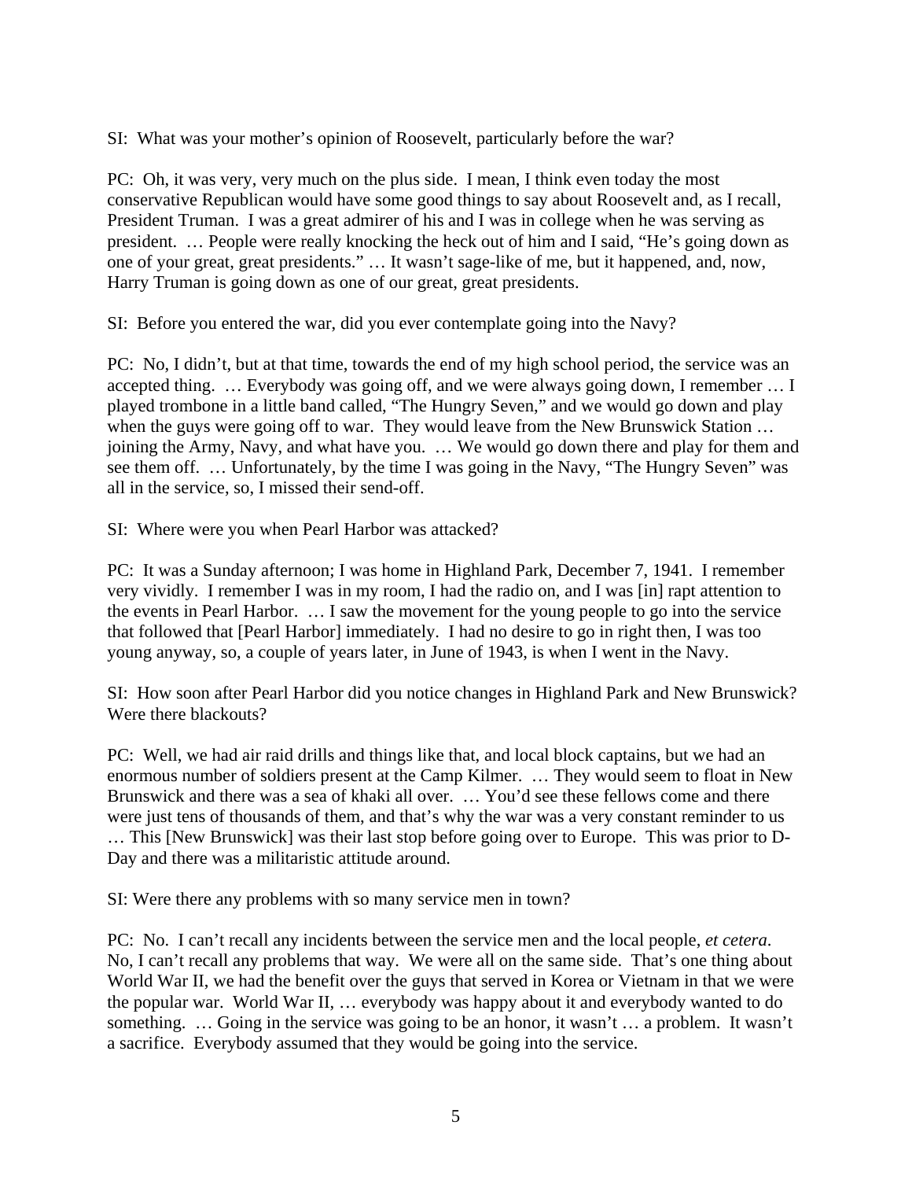SI: What was your mother's opinion of Roosevelt, particularly before the war?

PC: Oh, it was very, very much on the plus side. I mean, I think even today the most conservative Republican would have some good things to say about Roosevelt and, as I recall, President Truman. I was a great admirer of his and I was in college when he was serving as president. … People were really knocking the heck out of him and I said, "He's going down as one of your great, great presidents." … It wasn't sage-like of me, but it happened, and, now, Harry Truman is going down as one of our great, great presidents.

SI: Before you entered the war, did you ever contemplate going into the Navy?

PC: No, I didn't, but at that time, towards the end of my high school period, the service was an accepted thing. … Everybody was going off, and we were always going down, I remember … I played trombone in a little band called, "The Hungry Seven," and we would go down and play when the guys were going off to war. They would leave from the New Brunswick Station … joining the Army, Navy, and what have you. … We would go down there and play for them and see them off. … Unfortunately, by the time I was going in the Navy, "The Hungry Seven" was all in the service, so, I missed their send-off.

SI: Where were you when Pearl Harbor was attacked?

PC: It was a Sunday afternoon; I was home in Highland Park, December 7, 1941. I remember very vividly. I remember I was in my room, I had the radio on, and I was [in] rapt attention to the events in Pearl Harbor. … I saw the movement for the young people to go into the service that followed that [Pearl Harbor] immediately. I had no desire to go in right then, I was too young anyway, so, a couple of years later, in June of 1943, is when I went in the Navy.

SI: How soon after Pearl Harbor did you notice changes in Highland Park and New Brunswick? Were there blackouts?

PC: Well, we had air raid drills and things like that, and local block captains, but we had an enormous number of soldiers present at the Camp Kilmer. … They would seem to float in New Brunswick and there was a sea of khaki all over. … You'd see these fellows come and there were just tens of thousands of them, and that's why the war was a very constant reminder to us … This [New Brunswick] was their last stop before going over to Europe. This was prior to D-Day and there was a militaristic attitude around.

SI: Were there any problems with so many service men in town?

PC: No. I can't recall any incidents between the service men and the local people, *et cetera*. No, I can't recall any problems that way. We were all on the same side. That's one thing about World War II, we had the benefit over the guys that served in Korea or Vietnam in that we were the popular war. World War II, … everybody was happy about it and everybody wanted to do something. … Going in the service was going to be an honor, it wasn't … a problem. It wasn't a sacrifice. Everybody assumed that they would be going into the service.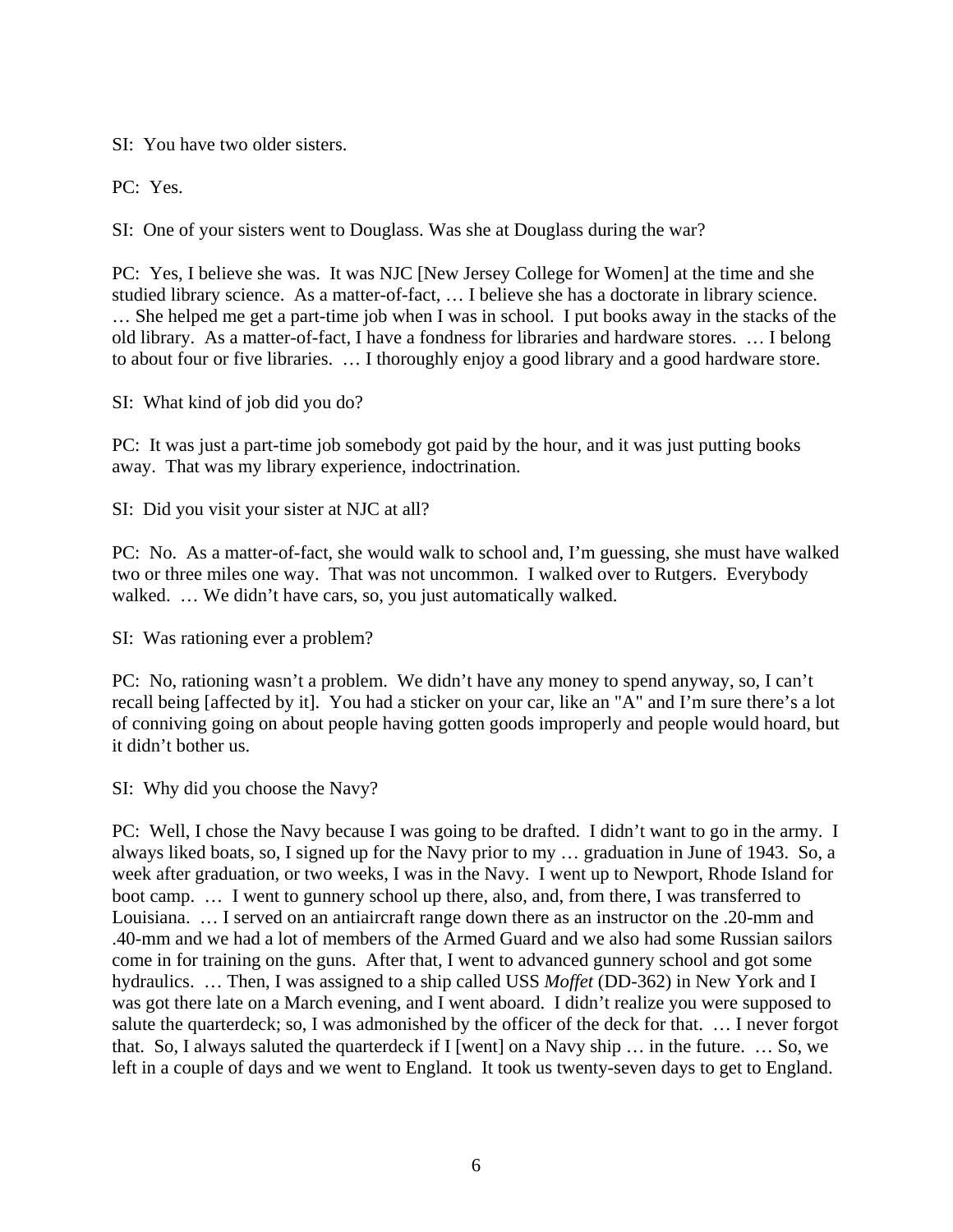SI: You have two older sisters.

PC: Yes.

SI: One of your sisters went to Douglass. Was she at Douglass during the war?

PC: Yes, I believe she was. It was NJC [New Jersey College for Women] at the time and she studied library science. As a matter-of-fact, … I believe she has a doctorate in library science. … She helped me get a part-time job when I was in school. I put books away in the stacks of the old library. As a matter-of-fact, I have a fondness for libraries and hardware stores. … I belong to about four or five libraries. … I thoroughly enjoy a good library and a good hardware store.

SI: What kind of job did you do?

PC: It was just a part-time job somebody got paid by the hour, and it was just putting books away. That was my library experience, indoctrination.

SI: Did you visit your sister at NJC at all?

PC: No. As a matter-of-fact, she would walk to school and, I'm guessing, she must have walked two or three miles one way. That was not uncommon. I walked over to Rutgers. Everybody walked. … We didn't have cars, so, you just automatically walked.

SI: Was rationing ever a problem?

PC: No, rationing wasn't a problem. We didn't have any money to spend anyway, so, I can't recall being [affected by it]. You had a sticker on your car, like an "A" and I'm sure there's a lot of conniving going on about people having gotten goods improperly and people would hoard, but it didn't bother us.

SI: Why did you choose the Navy?

PC: Well, I chose the Navy because I was going to be drafted. I didn't want to go in the army. I always liked boats, so, I signed up for the Navy prior to my … graduation in June of 1943. So, a week after graduation, or two weeks, I was in the Navy. I went up to Newport, Rhode Island for boot camp. … I went to gunnery school up there, also, and, from there, I was transferred to Louisiana. … I served on an antiaircraft range down there as an instructor on the .20-mm and .40-mm and we had a lot of members of the Armed Guard and we also had some Russian sailors come in for training on the guns. After that, I went to advanced gunnery school and got some hydraulics. … Then, I was assigned to a ship called USS *Moffet* (DD-362) in New York and I was got there late on a March evening, and I went aboard. I didn't realize you were supposed to salute the quarterdeck; so, I was admonished by the officer of the deck for that. … I never forgot that. So, I always saluted the quarterdeck if I [went] on a Navy ship … in the future. … So, we left in a couple of days and we went to England. It took us twenty-seven days to get to England.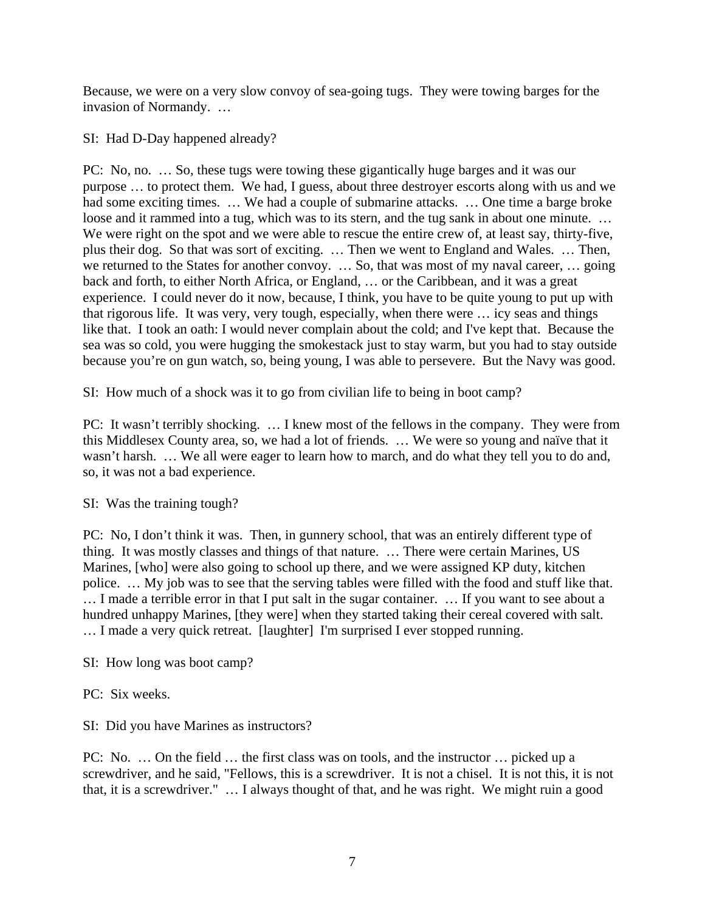Because, we were on a very slow convoy of sea-going tugs. They were towing barges for the invasion of Normandy. …

SI: Had D-Day happened already?

PC: No, no. … So, these tugs were towing these gigantically huge barges and it was our purpose … to protect them. We had, I guess, about three destroyer escorts along with us and we had some exciting times. … We had a couple of submarine attacks. … One time a barge broke loose and it rammed into a tug, which was to its stern, and the tug sank in about one minute. … We were right on the spot and we were able to rescue the entire crew of, at least say, thirty-five, plus their dog. So that was sort of exciting. … Then we went to England and Wales. … Then, we returned to the States for another convoy. … So, that was most of my naval career, … going back and forth, to either North Africa, or England, … or the Caribbean, and it was a great experience. I could never do it now, because, I think, you have to be quite young to put up with that rigorous life. It was very, very tough, especially, when there were … icy seas and things like that. I took an oath: I would never complain about the cold; and I've kept that. Because the sea was so cold, you were hugging the smokestack just to stay warm, but you had to stay outside because you're on gun watch, so, being young, I was able to persevere. But the Navy was good.

SI: How much of a shock was it to go from civilian life to being in boot camp?

PC: It wasn't terribly shocking. … I knew most of the fellows in the company. They were from this Middlesex County area, so, we had a lot of friends. … We were so young and naïve that it wasn't harsh. … We all were eager to learn how to march, and do what they tell you to do and, so, it was not a bad experience.

SI: Was the training tough?

PC: No, I don't think it was. Then, in gunnery school, that was an entirely different type of thing. It was mostly classes and things of that nature. … There were certain Marines, US Marines, [who] were also going to school up there, and we were assigned KP duty, kitchen police. … My job was to see that the serving tables were filled with the food and stuff like that. … I made a terrible error in that I put salt in the sugar container. … If you want to see about a hundred unhappy Marines, [they were] when they started taking their cereal covered with salt. … I made a very quick retreat. [laughter] I'm surprised I ever stopped running.

SI: How long was boot camp?

PC: Six weeks.

SI: Did you have Marines as instructors?

PC: No. … On the field … the first class was on tools, and the instructor … picked up a screwdriver, and he said, "Fellows, this is a screwdriver. It is not a chisel. It is not this, it is not that, it is a screwdriver." … I always thought of that, and he was right. We might ruin a good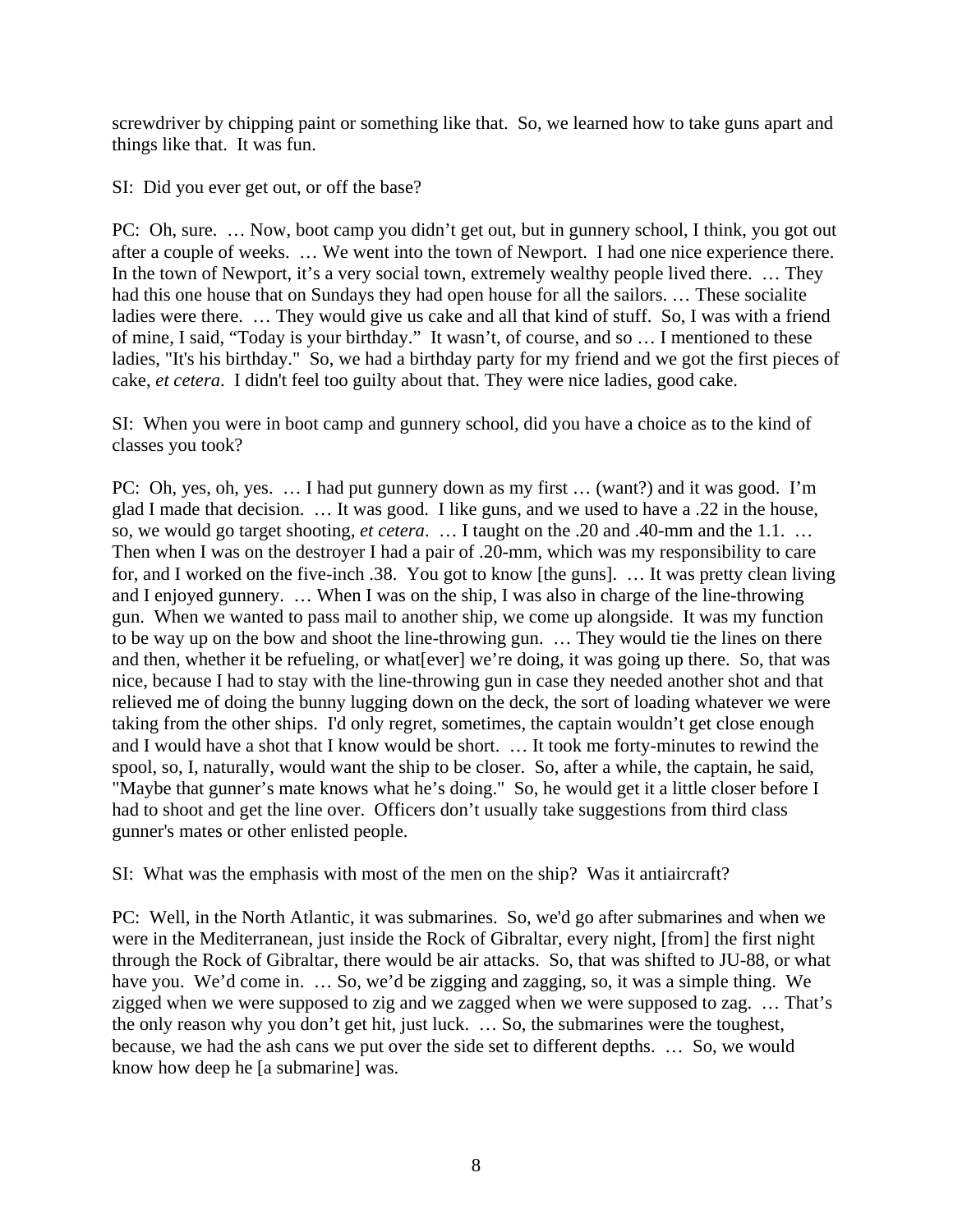screwdriver by chipping paint or something like that. So, we learned how to take guns apart and things like that. It was fun.

SI: Did you ever get out, or off the base?

PC: Oh, sure. … Now, boot camp you didn't get out, but in gunnery school, I think, you got out after a couple of weeks. … We went into the town of Newport. I had one nice experience there. In the town of Newport, it's a very social town, extremely wealthy people lived there. … They had this one house that on Sundays they had open house for all the sailors. … These socialite ladies were there. … They would give us cake and all that kind of stuff. So, I was with a friend of mine, I said, "Today is your birthday." It wasn't, of course, and so … I mentioned to these ladies, "It's his birthday." So, we had a birthday party for my friend and we got the first pieces of cake, *et cetera*. I didn't feel too guilty about that. They were nice ladies, good cake.

SI: When you were in boot camp and gunnery school, did you have a choice as to the kind of classes you took?

PC: Oh, yes, oh, yes. … I had put gunnery down as my first … (want?) and it was good. I'm glad I made that decision. … It was good. I like guns, and we used to have a .22 in the house, so, we would go target shooting, *et cetera*. … I taught on the .20 and .40-mm and the 1.1. … Then when I was on the destroyer I had a pair of .20-mm, which was my responsibility to care for, and I worked on the five-inch .38. You got to know [the guns]. … It was pretty clean living and I enjoyed gunnery. … When I was on the ship, I was also in charge of the line-throwing gun. When we wanted to pass mail to another ship, we come up alongside. It was my function to be way up on the bow and shoot the line-throwing gun. … They would tie the lines on there and then, whether it be refueling, or what[ever] we're doing, it was going up there. So, that was nice, because I had to stay with the line-throwing gun in case they needed another shot and that relieved me of doing the bunny lugging down on the deck, the sort of loading whatever we were taking from the other ships. I'd only regret, sometimes, the captain wouldn't get close enough and I would have a shot that I know would be short. … It took me forty-minutes to rewind the spool, so, I, naturally, would want the ship to be closer. So, after a while, the captain, he said, "Maybe that gunner's mate knows what he's doing." So, he would get it a little closer before I had to shoot and get the line over. Officers don't usually take suggestions from third class gunner's mates or other enlisted people.

SI: What was the emphasis with most of the men on the ship? Was it antiaircraft?

PC: Well, in the North Atlantic, it was submarines. So, we'd go after submarines and when we were in the Mediterranean, just inside the Rock of Gibraltar, every night, [from] the first night through the Rock of Gibraltar, there would be air attacks. So, that was shifted to JU-88, or what have you. We'd come in. … So, we'd be zigging and zagging, so, it was a simple thing. We zigged when we were supposed to zig and we zagged when we were supposed to zag. … That's the only reason why you don't get hit, just luck. … So, the submarines were the toughest, because, we had the ash cans we put over the side set to different depths. … So, we would know how deep he [a submarine] was.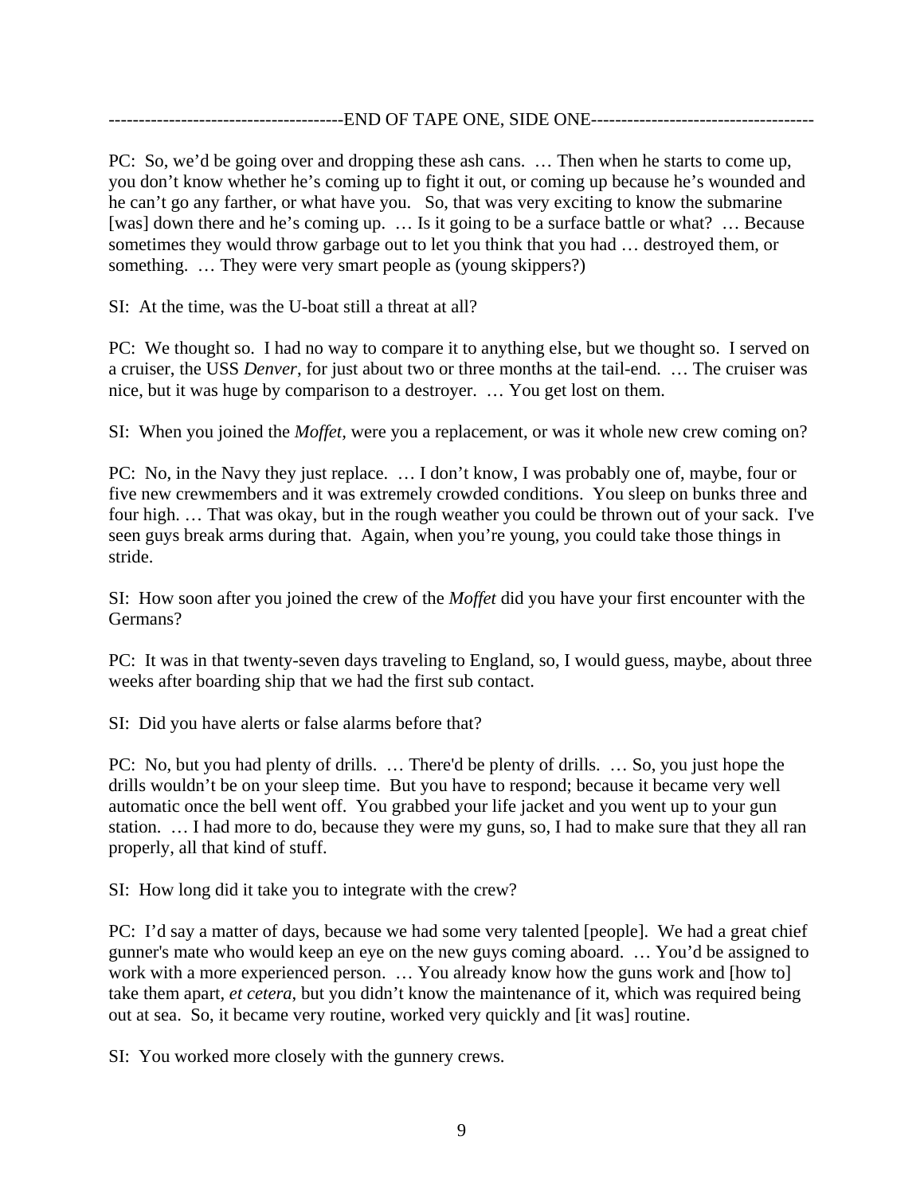--------------------------------------END OF TAPE ONE, SIDE ONE-------------------------------------

PC: So, we'd be going over and dropping these ash cans. … Then when he starts to come up, you don't know whether he's coming up to fight it out, or coming up because he's wounded and he can't go any farther, or what have you. So, that was very exciting to know the submarine [was] down there and he's coming up. … Is it going to be a surface battle or what? … Because sometimes they would throw garbage out to let you think that you had … destroyed them, or something. … They were very smart people as (young skippers?)

SI: At the time, was the U-boat still a threat at all?

PC: We thought so. I had no way to compare it to anything else, but we thought so. I served on a cruiser, the USS *Denver*, for just about two or three months at the tail-end. … The cruiser was nice, but it was huge by comparison to a destroyer. … You get lost on them.

SI: When you joined the *Moffet*, were you a replacement, or was it whole new crew coming on?

PC: No, in the Navy they just replace. … I don't know, I was probably one of, maybe, four or five new crewmembers and it was extremely crowded conditions. You sleep on bunks three and four high. … That was okay, but in the rough weather you could be thrown out of your sack. I've seen guys break arms during that. Again, when you're young, you could take those things in stride.

SI: How soon after you joined the crew of the *Moffet* did you have your first encounter with the Germans?

PC: It was in that twenty-seven days traveling to England, so, I would guess, maybe, about three weeks after boarding ship that we had the first sub contact.

SI: Did you have alerts or false alarms before that?

PC: No, but you had plenty of drills. … There'd be plenty of drills. … So, you just hope the drills wouldn't be on your sleep time. But you have to respond; because it became very well automatic once the bell went off. You grabbed your life jacket and you went up to your gun station. … I had more to do, because they were my guns, so, I had to make sure that they all ran properly, all that kind of stuff.

SI: How long did it take you to integrate with the crew?

PC: I'd say a matter of days, because we had some very talented [people]. We had a great chief gunner's mate who would keep an eye on the new guys coming aboard. … You'd be assigned to work with a more experienced person. … You already know how the guns work and [how to] take them apart, *et cetera*, but you didn't know the maintenance of it, which was required being out at sea. So, it became very routine, worked very quickly and [it was] routine.

SI: You worked more closely with the gunnery crews.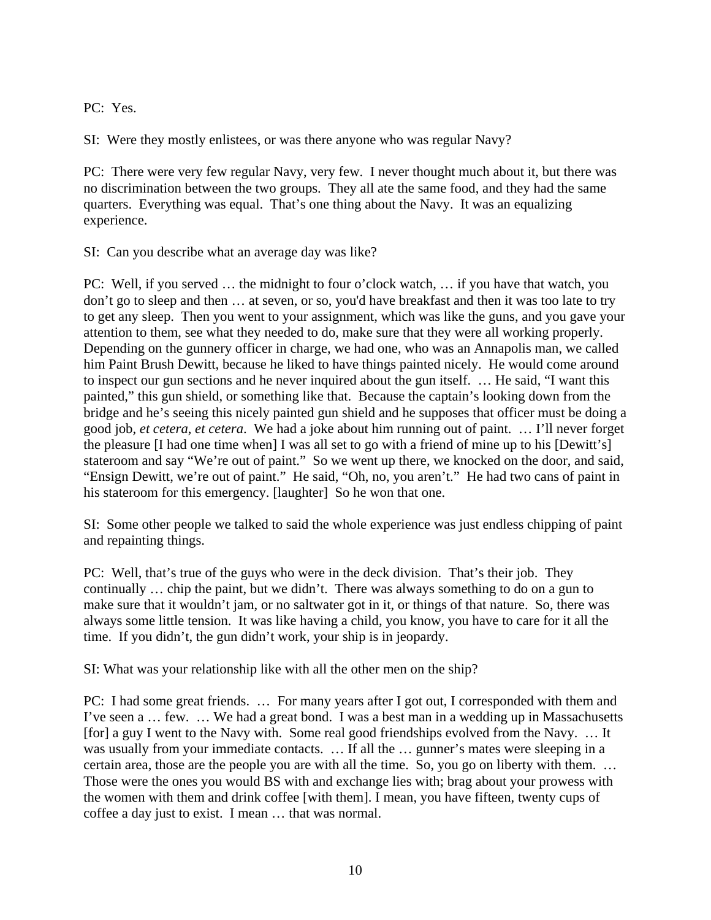PC: Yes.

SI: Were they mostly enlistees, or was there anyone who was regular Navy?

PC: There were very few regular Navy, very few. I never thought much about it, but there was no discrimination between the two groups. They all ate the same food, and they had the same quarters. Everything was equal. That's one thing about the Navy. It was an equalizing experience.

SI: Can you describe what an average day was like?

PC: Well, if you served … the midnight to four o'clock watch, … if you have that watch, you don't go to sleep and then … at seven, or so, you'd have breakfast and then it was too late to try to get any sleep. Then you went to your assignment, which was like the guns, and you gave your attention to them, see what they needed to do, make sure that they were all working properly. Depending on the gunnery officer in charge, we had one, who was an Annapolis man, we called him Paint Brush Dewitt, because he liked to have things painted nicely. He would come around to inspect our gun sections and he never inquired about the gun itself. … He said, "I want this painted," this gun shield, or something like that. Because the captain's looking down from the bridge and he's seeing this nicely painted gun shield and he supposes that officer must be doing a good job, *et cetera*, *et cetera*. We had a joke about him running out of paint. … I'll never forget the pleasure [I had one time when] I was all set to go with a friend of mine up to his [Dewitt's] stateroom and say "We're out of paint." So we went up there, we knocked on the door, and said, "Ensign Dewitt, we're out of paint." He said, "Oh, no, you aren't." He had two cans of paint in his stateroom for this emergency. [laughter] So he won that one.

SI: Some other people we talked to said the whole experience was just endless chipping of paint and repainting things.

PC: Well, that's true of the guys who were in the deck division. That's their job. They continually … chip the paint, but we didn't. There was always something to do on a gun to make sure that it wouldn't jam, or no saltwater got in it, or things of that nature. So, there was always some little tension. It was like having a child, you know, you have to care for it all the time. If you didn't, the gun didn't work, your ship is in jeopardy.

SI: What was your relationship like with all the other men on the ship?

PC: I had some great friends. … For many years after I got out, I corresponded with them and I've seen a … few. … We had a great bond. I was a best man in a wedding up in Massachusetts [for] a guy I went to the Navy with. Some real good friendships evolved from the Navy. … It was usually from your immediate contacts. … If all the … gunner's mates were sleeping in a certain area, those are the people you are with all the time. So, you go on liberty with them. … Those were the ones you would BS with and exchange lies with; brag about your prowess with the women with them and drink coffee [with them]. I mean, you have fifteen, twenty cups of coffee a day just to exist. I mean … that was normal.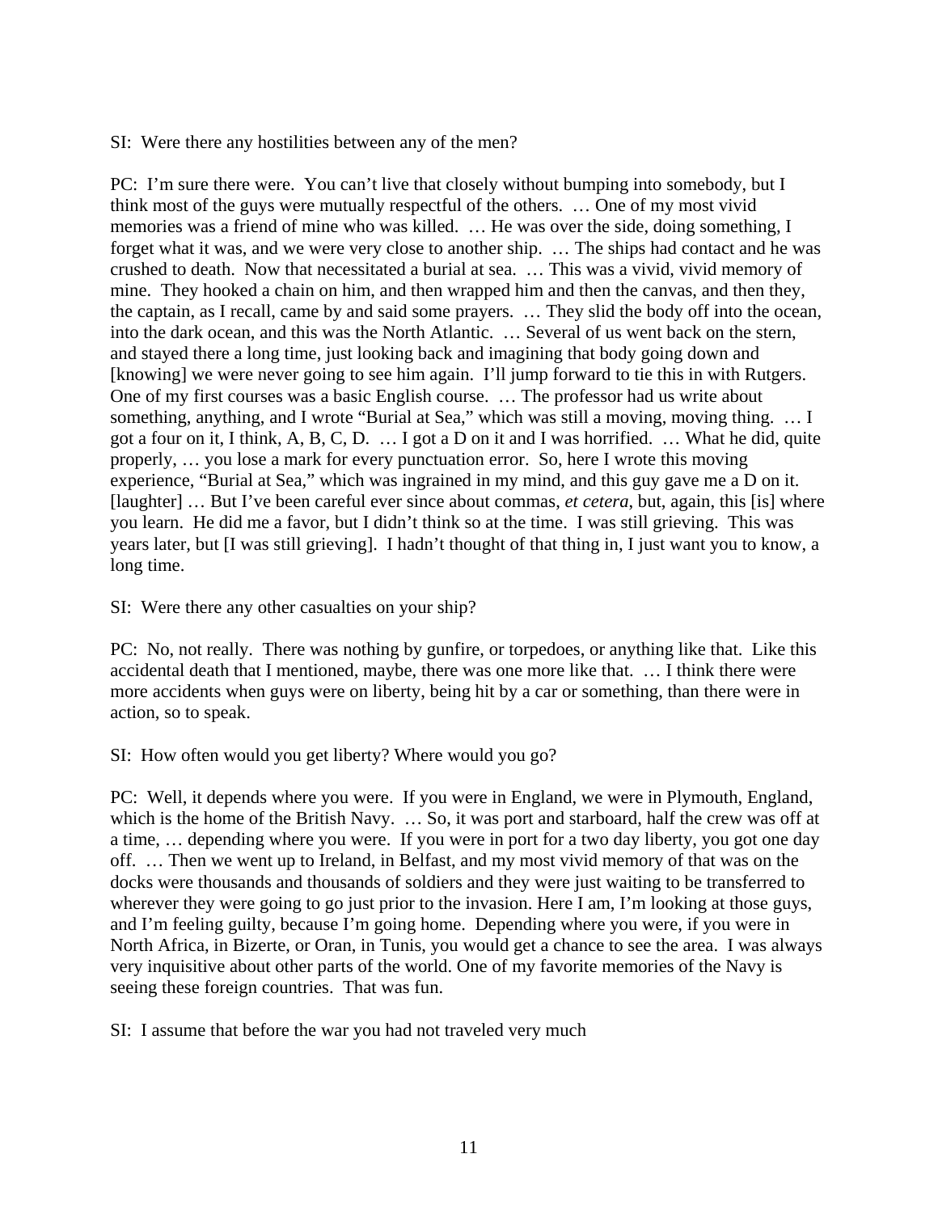SI: Were there any hostilities between any of the men?

PC: I'm sure there were. You can't live that closely without bumping into somebody, but I think most of the guys were mutually respectful of the others. … One of my most vivid memories was a friend of mine who was killed. … He was over the side, doing something, I forget what it was, and we were very close to another ship. … The ships had contact and he was crushed to death. Now that necessitated a burial at sea. … This was a vivid, vivid memory of mine. They hooked a chain on him, and then wrapped him and then the canvas, and then they, the captain, as I recall, came by and said some prayers. … They slid the body off into the ocean, into the dark ocean, and this was the North Atlantic. … Several of us went back on the stern, and stayed there a long time, just looking back and imagining that body going down and [knowing] we were never going to see him again. I'll jump forward to tie this in with Rutgers. One of my first courses was a basic English course. … The professor had us write about something, anything, and I wrote "Burial at Sea," which was still a moving, moving thing. … I got a four on it, I think, A, B, C, D. … I got a D on it and I was horrified. … What he did, quite properly, … you lose a mark for every punctuation error. So, here I wrote this moving experience, "Burial at Sea," which was ingrained in my mind, and this guy gave me a D on it. [laughter] … But I've been careful ever since about commas, *et cetera*, but, again, this [is] where you learn. He did me a favor, but I didn't think so at the time. I was still grieving. This was years later, but [I was still grieving]. I hadn't thought of that thing in, I just want you to know, a long time.

SI: Were there any other casualties on your ship?

PC: No, not really. There was nothing by gunfire, or torpedoes, or anything like that. Like this accidental death that I mentioned, maybe, there was one more like that. … I think there were more accidents when guys were on liberty, being hit by a car or something, than there were in action, so to speak.

SI: How often would you get liberty? Where would you go?

PC: Well, it depends where you were. If you were in England, we were in Plymouth, England, which is the home of the British Navy. … So, it was port and starboard, half the crew was off at a time, … depending where you were. If you were in port for a two day liberty, you got one day off. … Then we went up to Ireland, in Belfast, and my most vivid memory of that was on the docks were thousands and thousands of soldiers and they were just waiting to be transferred to wherever they were going to go just prior to the invasion. Here I am, I'm looking at those guys, and I'm feeling guilty, because I'm going home. Depending where you were, if you were in North Africa, in Bizerte, or Oran, in Tunis, you would get a chance to see the area. I was always very inquisitive about other parts of the world. One of my favorite memories of the Navy is seeing these foreign countries. That was fun.

SI: I assume that before the war you had not traveled very much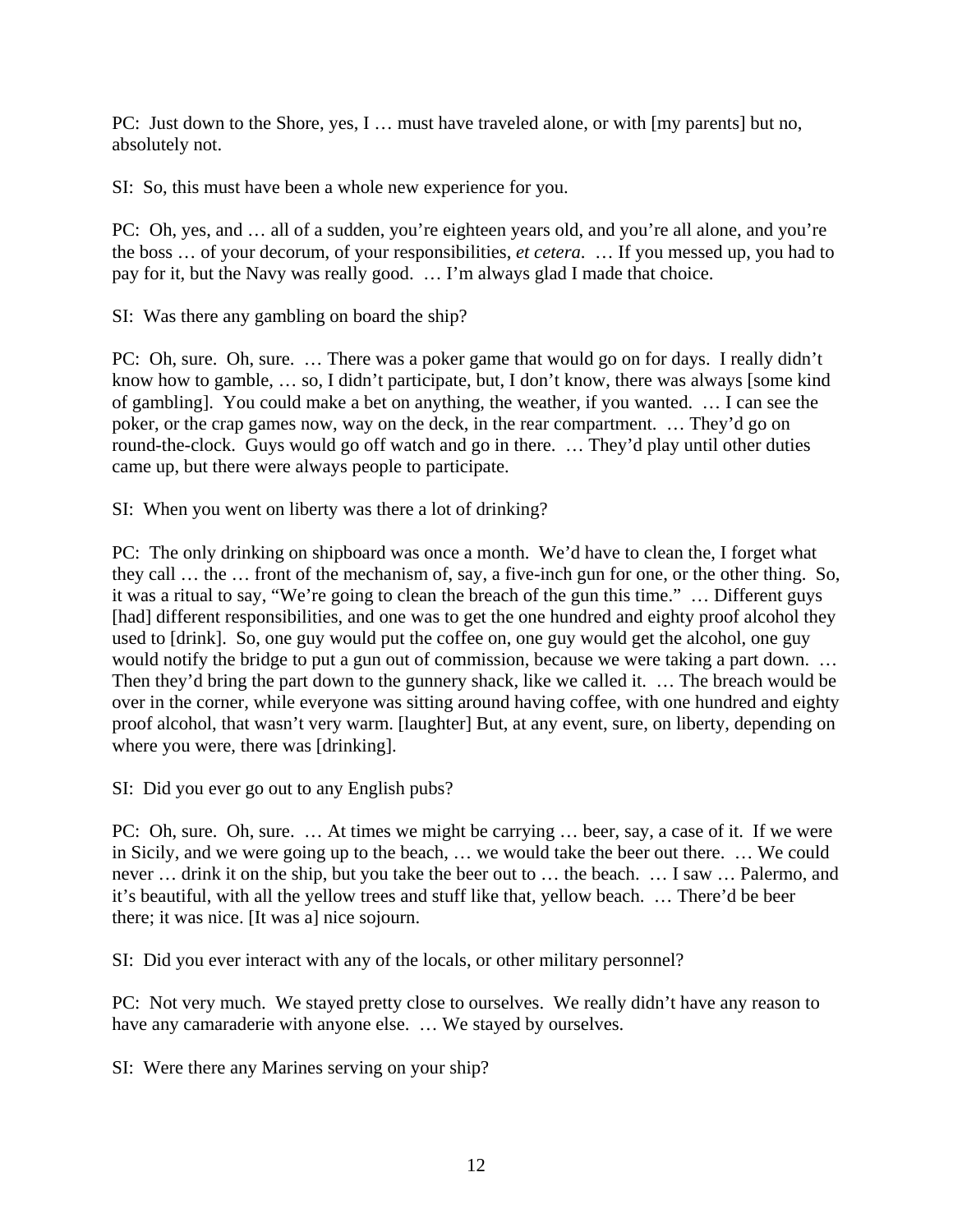PC: Just down to the Shore, yes, I … must have traveled alone, or with [my parents] but no, absolutely not.

SI: So, this must have been a whole new experience for you.

PC: Oh, yes, and … all of a sudden, you're eighteen years old, and you're all alone, and you're the boss … of your decorum, of your responsibilities, *et cetera*. … If you messed up, you had to pay for it, but the Navy was really good. … I'm always glad I made that choice.

SI: Was there any gambling on board the ship?

PC: Oh, sure. Oh, sure. … There was a poker game that would go on for days. I really didn't know how to gamble, … so, I didn't participate, but, I don't know, there was always [some kind of gambling]. You could make a bet on anything, the weather, if you wanted. … I can see the poker, or the crap games now, way on the deck, in the rear compartment. … They'd go on round-the-clock. Guys would go off watch and go in there. … They'd play until other duties came up, but there were always people to participate.

SI: When you went on liberty was there a lot of drinking?

PC: The only drinking on shipboard was once a month. We'd have to clean the, I forget what they call … the … front of the mechanism of, say, a five-inch gun for one, or the other thing. So, it was a ritual to say, "We're going to clean the breach of the gun this time." … Different guys [had] different responsibilities, and one was to get the one hundred and eighty proof alcohol they used to [drink]. So, one guy would put the coffee on, one guy would get the alcohol, one guy would notify the bridge to put a gun out of commission, because we were taking a part down. … Then they'd bring the part down to the gunnery shack, like we called it. … The breach would be over in the corner, while everyone was sitting around having coffee, with one hundred and eighty proof alcohol, that wasn't very warm. [laughter] But, at any event, sure, on liberty, depending on where you were, there was [drinking].

SI: Did you ever go out to any English pubs?

PC: Oh, sure. Oh, sure. … At times we might be carrying … beer, say, a case of it. If we were in Sicily, and we were going up to the beach, … we would take the beer out there. … We could never … drink it on the ship, but you take the beer out to … the beach. … I saw … Palermo, and it's beautiful, with all the yellow trees and stuff like that, yellow beach. … There'd be beer there; it was nice. [It was a] nice sojourn.

SI: Did you ever interact with any of the locals, or other military personnel?

PC: Not very much. We stayed pretty close to ourselves. We really didn't have any reason to have any camaraderie with anyone else. … We stayed by ourselves.

SI: Were there any Marines serving on your ship?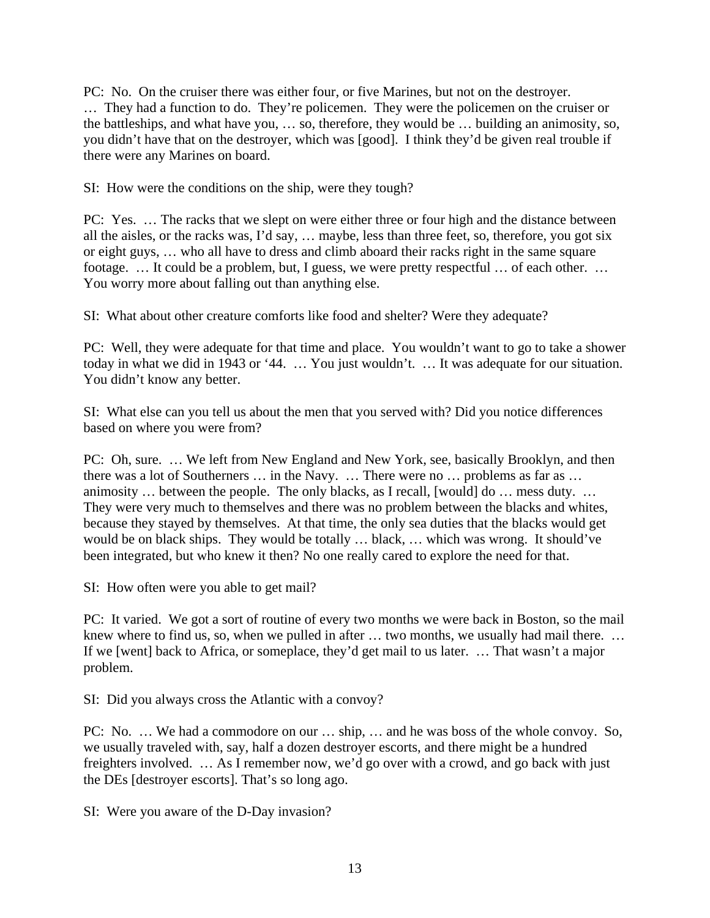PC: No. On the cruiser there was either four, or five Marines, but not on the destroyer. … They had a function to do. They're policemen. They were the policemen on the cruiser or the battleships, and what have you, … so, therefore, they would be … building an animosity, so, you didn't have that on the destroyer, which was [good]. I think they'd be given real trouble if there were any Marines on board.

SI: How were the conditions on the ship, were they tough?

PC: Yes. … The racks that we slept on were either three or four high and the distance between all the aisles, or the racks was, I'd say, … maybe, less than three feet, so, therefore, you got six or eight guys, … who all have to dress and climb aboard their racks right in the same square footage. … It could be a problem, but, I guess, we were pretty respectful … of each other. … You worry more about falling out than anything else.

SI: What about other creature comforts like food and shelter? Were they adequate?

PC: Well, they were adequate for that time and place. You wouldn't want to go to take a shower today in what we did in 1943 or '44. … You just wouldn't. … It was adequate for our situation. You didn't know any better.

SI: What else can you tell us about the men that you served with? Did you notice differences based on where you were from?

PC: Oh, sure. … We left from New England and New York, see, basically Brooklyn, and then there was a lot of Southerners … in the Navy. … There were no … problems as far as … animosity … between the people. The only blacks, as I recall, [would] do … mess duty. … They were very much to themselves and there was no problem between the blacks and whites, because they stayed by themselves. At that time, the only sea duties that the blacks would get would be on black ships. They would be totally … black, … which was wrong. It should've been integrated, but who knew it then? No one really cared to explore the need for that.

SI: How often were you able to get mail?

PC: It varied. We got a sort of routine of every two months we were back in Boston, so the mail knew where to find us, so, when we pulled in after … two months, we usually had mail there. … If we [went] back to Africa, or someplace, they'd get mail to us later. … That wasn't a major problem.

SI: Did you always cross the Atlantic with a convoy?

PC: No. … We had a commodore on our … ship, … and he was boss of the whole convoy. So, we usually traveled with, say, half a dozen destroyer escorts, and there might be a hundred freighters involved. … As I remember now, we'd go over with a crowd, and go back with just the DEs [destroyer escorts]. That's so long ago.

SI: Were you aware of the D-Day invasion?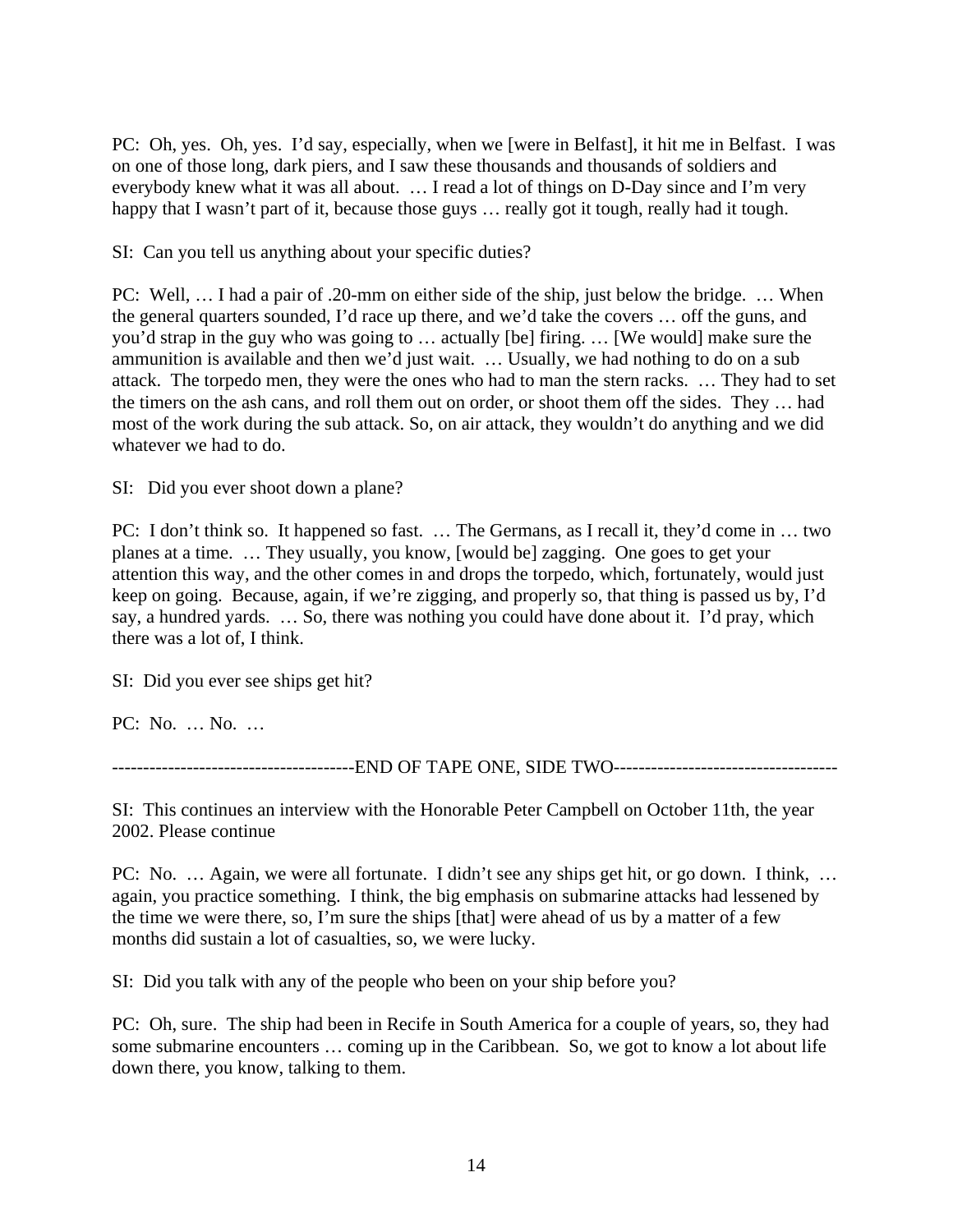PC: Oh, yes. Oh, yes. I'd say, especially, when we [were in Belfast], it hit me in Belfast. I was on one of those long, dark piers, and I saw these thousands and thousands of soldiers and everybody knew what it was all about. … I read a lot of things on D-Day since and I'm very happy that I wasn't part of it, because those guys … really got it tough, really had it tough.

SI: Can you tell us anything about your specific duties?

PC: Well, … I had a pair of .20-mm on either side of the ship, just below the bridge. … When the general quarters sounded, I'd race up there, and we'd take the covers … off the guns, and you'd strap in the guy who was going to … actually [be] firing. … [We would] make sure the ammunition is available and then we'd just wait. … Usually, we had nothing to do on a sub attack. The torpedo men, they were the ones who had to man the stern racks. … They had to set the timers on the ash cans, and roll them out on order, or shoot them off the sides. They … had most of the work during the sub attack. So, on air attack, they wouldn't do anything and we did whatever we had to do.

SI: Did you ever shoot down a plane?

PC: I don't think so. It happened so fast. … The Germans, as I recall it, they'd come in … two planes at a time. … They usually, you know, [would be] zagging. One goes to get your attention this way, and the other comes in and drops the torpedo, which, fortunately, would just keep on going. Because, again, if we're zigging, and properly so, that thing is passed us by, I'd say, a hundred yards. … So, there was nothing you could have done about it. I'd pray, which there was a lot of, I think.

SI: Did you ever see ships get hit?

PC: No. … No. …

--------------------------------------END OF TAPE ONE, SIDE TWO------------------------------------

SI: This continues an interview with the Honorable Peter Campbell on October 11th, the year 2002. Please continue

PC: No. … Again, we were all fortunate. I didn't see any ships get hit, or go down. I think, … again, you practice something. I think, the big emphasis on submarine attacks had lessened by the time we were there, so, I'm sure the ships [that] were ahead of us by a matter of a few months did sustain a lot of casualties, so, we were lucky.

SI: Did you talk with any of the people who been on your ship before you?

PC: Oh, sure. The ship had been in Recife in South America for a couple of years, so, they had some submarine encounters … coming up in the Caribbean. So, we got to know a lot about life down there, you know, talking to them.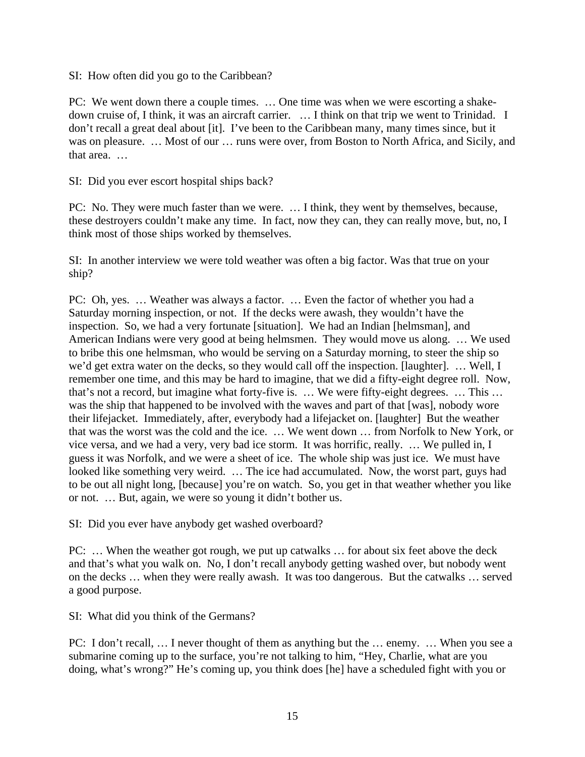SI: How often did you go to the Caribbean?

PC: We went down there a couple times. … One time was when we were escorting a shake-down cruise of, I think, it was an aircraft carrier. … I think on that trip we went to Trinidad. I don't recall a great deal about [it]. I've been to the Caribbean many, many times since, but it was on pleasure. … Most of our … runs were over, from Boston to North Africa, and Sicily, and that area. …

SI: Did you ever escort hospital ships back?

PC: No. They were much faster than we were. … I think, they went by themselves, because, these destroyers couldn't make any time. In fact, now they can, they can really move, but, no, I think most of those ships worked by themselves.

SI: In another interview we were told weather was often a big factor. Was that true on your ship?

PC: Oh, yes. … Weather was always a factor. … Even the factor of whether you had a Saturday morning inspection, or not. If the decks were awash, they wouldn't have the inspection. So, we had a very fortunate [situation]. We had an Indian [helmsman], and American Indians were very good at being helmsmen. They would move us along. … We used to bribe this one helmsman, who would be serving on a Saturday morning, to steer the ship so we'd get extra water on the decks, so they would call off the inspection. [laughter]. … Well, I remember one time, and this may be hard to imagine, that we did a fifty-eight degree roll. Now, that's not a record, but imagine what forty-five is. … We were fifty-eight degrees. … This … was the ship that happened to be involved with the waves and part of that [was], nobody wore their lifejacket. Immediately, after, everybody had a lifejacket on. [laughter] But the weather that was the worst was the cold and the ice. … We went down … from Norfolk to New York, or vice versa, and we had a very, very bad ice storm. It was horrific, really. … We pulled in, I guess it was Norfolk, and we were a sheet of ice. The whole ship was just ice. We must have looked like something very weird. … The ice had accumulated. Now, the worst part, guys had to be out all night long, [because] you're on watch. So, you get in that weather whether you like or not. … But, again, we were so young it didn't bother us.

SI: Did you ever have anybody get washed overboard?

PC: … When the weather got rough, we put up catwalks … for about six feet above the deck and that's what you walk on. No, I don't recall anybody getting washed over, but nobody went on the decks … when they were really awash. It was too dangerous. But the catwalks … served a good purpose.

SI: What did you think of the Germans?

PC: I don't recall, … I never thought of them as anything but the … enemy. … When you see a submarine coming up to the surface, you're not talking to him, "Hey, Charlie, what are you doing, what's wrong?" He's coming up, you think does [he] have a scheduled fight with you or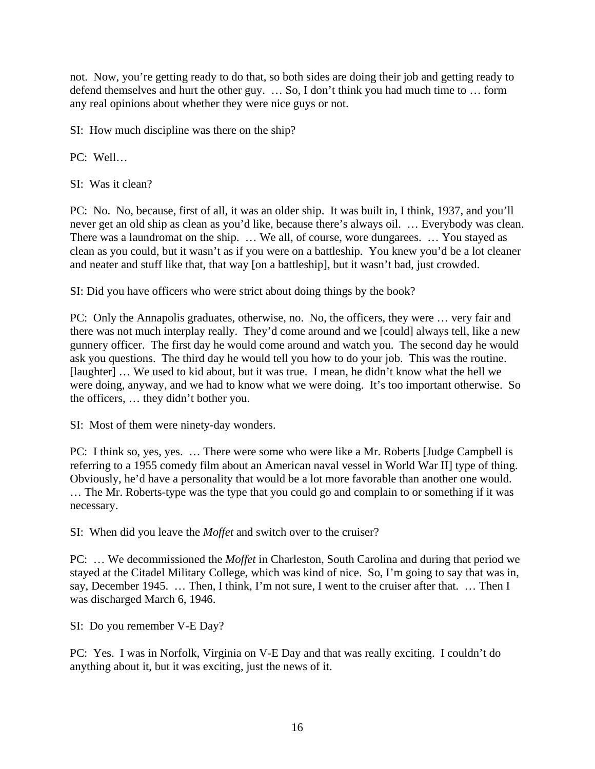not. Now, you're getting ready to do that, so both sides are doing their job and getting ready to defend themselves and hurt the other guy. … So, I don't think you had much time to … form any real opinions about whether they were nice guys or not.

SI: How much discipline was there on the ship?

PC: Well…

SI: Was it clean?

PC: No. No, because, first of all, it was an older ship. It was built in, I think, 1937, and you'll never get an old ship as clean as you'd like, because there's always oil. … Everybody was clean. There was a laundromat on the ship. … We all, of course, wore dungarees. … You stayed as clean as you could, but it wasn't as if you were on a battleship. You knew you'd be a lot cleaner and neater and stuff like that, that way [on a battleship], but it wasn't bad, just crowded.

SI: Did you have officers who were strict about doing things by the book?

PC: Only the Annapolis graduates, otherwise, no. No, the officers, they were … very fair and there was not much interplay really. They'd come around and we [could] always tell, like a new gunnery officer. The first day he would come around and watch you. The second day he would ask you questions. The third day he would tell you how to do your job. This was the routine. [laughter] … We used to kid about, but it was true. I mean, he didn't know what the hell we were doing, anyway, and we had to know what we were doing. It's too important otherwise. So the officers, … they didn't bother you.

SI: Most of them were ninety-day wonders.

PC: I think so, yes, yes. … There were some who were like a Mr. Roberts [Judge Campbell is referring to a 1955 comedy film about an American naval vessel in World War II] type of thing. Obviously, he'd have a personality that would be a lot more favorable than another one would. … The Mr. Roberts-type was the type that you could go and complain to or something if it was necessary.

SI: When did you leave the *Moffet* and switch over to the cruiser?

PC: … We decommissioned the *Moffet* in Charleston, South Carolina and during that period we stayed at the Citadel Military College, which was kind of nice. So, I'm going to say that was in, say, December 1945. … Then, I think, I'm not sure, I went to the cruiser after that. … Then I was discharged March 6, 1946.

SI: Do you remember V-E Day?

PC: Yes. I was in Norfolk, Virginia on V-E Day and that was really exciting. I couldn't do anything about it, but it was exciting, just the news of it.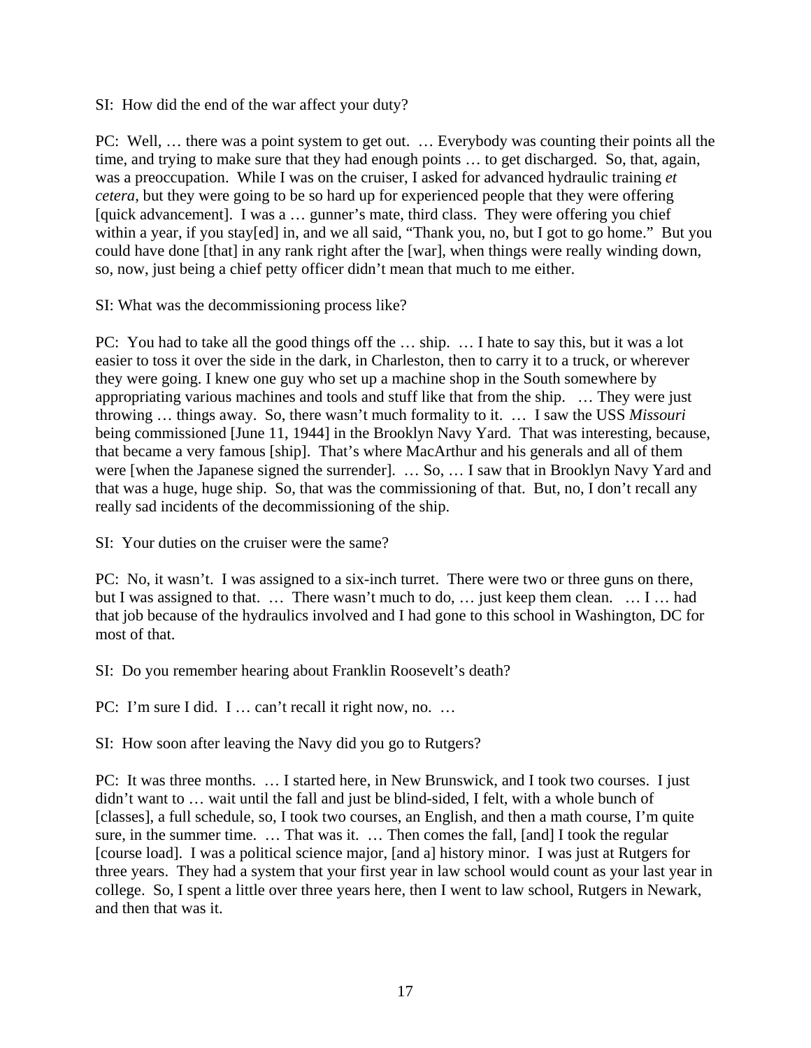SI: How did the end of the war affect your duty?

PC: Well, … there was a point system to get out. … Everybody was counting their points all the time, and trying to make sure that they had enough points … to get discharged. So, that, again, was a preoccupation. While I was on the cruiser, I asked for advanced hydraulic training *et cetera*, but they were going to be so hard up for experienced people that they were offering [quick advancement]. I was a … gunner's mate, third class. They were offering you chief within a year, if you stay[ed] in, and we all said, "Thank you, no, but I got to go home." But you could have done [that] in any rank right after the [war], when things were really winding down, so, now, just being a chief petty officer didn't mean that much to me either.

SI: What was the decommissioning process like?

PC: You had to take all the good things off the … ship. … I hate to say this, but it was a lot easier to toss it over the side in the dark, in Charleston, then to carry it to a truck, or wherever they were going. I knew one guy who set up a machine shop in the South somewhere by appropriating various machines and tools and stuff like that from the ship. … They were just throwing … things away. So, there wasn't much formality to it. … I saw the USS *Missouri* being commissioned [June 11, 1944] in the Brooklyn Navy Yard. That was interesting, because, that became a very famous [ship]. That's where MacArthur and his generals and all of them were [when the Japanese signed the surrender]. … So, … I saw that in Brooklyn Navy Yard and that was a huge, huge ship. So, that was the commissioning of that. But, no, I don't recall any really sad incidents of the decommissioning of the ship.

SI: Your duties on the cruiser were the same?

PC: No, it wasn't. I was assigned to a six-inch turret. There were two or three guns on there, but I was assigned to that. … There wasn't much to do, … just keep them clean. … I … had that job because of the hydraulics involved and I had gone to this school in Washington, DC for most of that.

SI: Do you remember hearing about Franklin Roosevelt's death?

PC: I'm sure I did. I … can't recall it right now, no. …

SI: How soon after leaving the Navy did you go to Rutgers?

PC: It was three months. … I started here, in New Brunswick, and I took two courses. I just didn't want to … wait until the fall and just be blind-sided, I felt, with a whole bunch of [classes], a full schedule, so, I took two courses, an English, and then a math course, I'm quite sure, in the summer time. … That was it. … Then comes the fall, [and] I took the regular [course load]. I was a political science major, [and a] history minor. I was just at Rutgers for three years. They had a system that your first year in law school would count as your last year in college. So, I spent a little over three years here, then I went to law school, Rutgers in Newark, and then that was it.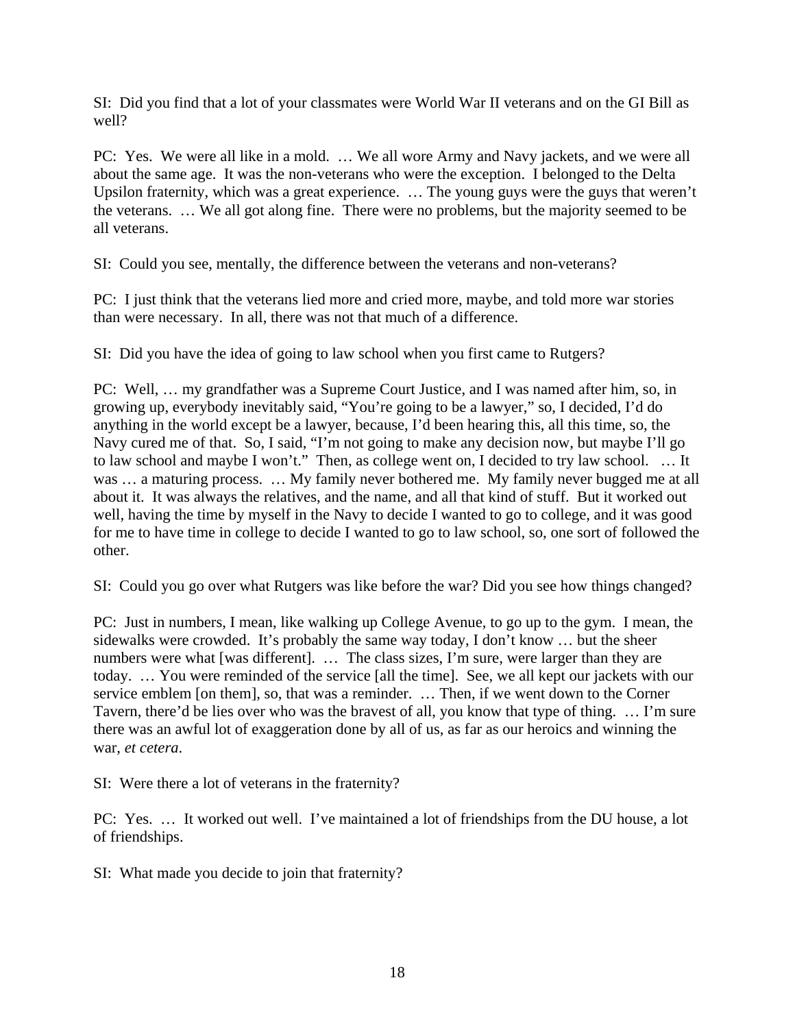SI: Did you find that a lot of your classmates were World War II veterans and on the GI Bill as well?

PC: Yes. We were all like in a mold. … We all wore Army and Navy jackets, and we were all about the same age. It was the non-veterans who were the exception. I belonged to the Delta Upsilon fraternity, which was a great experience. … The young guys were the guys that weren't the veterans. … We all got along fine. There were no problems, but the majority seemed to be all veterans.

SI: Could you see, mentally, the difference between the veterans and non-veterans?

PC: I just think that the veterans lied more and cried more, maybe, and told more war stories than were necessary. In all, there was not that much of a difference.

SI: Did you have the idea of going to law school when you first came to Rutgers?

PC: Well, … my grandfather was a Supreme Court Justice, and I was named after him, so, in growing up, everybody inevitably said, "You're going to be a lawyer," so, I decided, I'd do anything in the world except be a lawyer, because, I'd been hearing this, all this time, so, the Navy cured me of that. So, I said, "I'm not going to make any decision now, but maybe I'll go to law school and maybe I won't." Then, as college went on, I decided to try law school. … It was … a maturing process. … My family never bothered me. My family never bugged me at all about it. It was always the relatives, and the name, and all that kind of stuff. But it worked out well, having the time by myself in the Navy to decide I wanted to go to college, and it was good for me to have time in college to decide I wanted to go to law school, so, one sort of followed the other.

SI: Could you go over what Rutgers was like before the war? Did you see how things changed?

PC: Just in numbers, I mean, like walking up College Avenue, to go up to the gym. I mean, the sidewalks were crowded. It's probably the same way today, I don't know … but the sheer numbers were what [was different]. … The class sizes, I'm sure, were larger than they are today. … You were reminded of the service [all the time]. See, we all kept our jackets with our service emblem [on them], so, that was a reminder. … Then, if we went down to the Corner Tavern, there'd be lies over who was the bravest of all, you know that type of thing. … I'm sure there was an awful lot of exaggeration done by all of us, as far as our heroics and winning the war, *et cetera*.

SI: Were there a lot of veterans in the fraternity?

PC: Yes. … It worked out well. I've maintained a lot of friendships from the DU house, a lot of friendships.

SI: What made you decide to join that fraternity?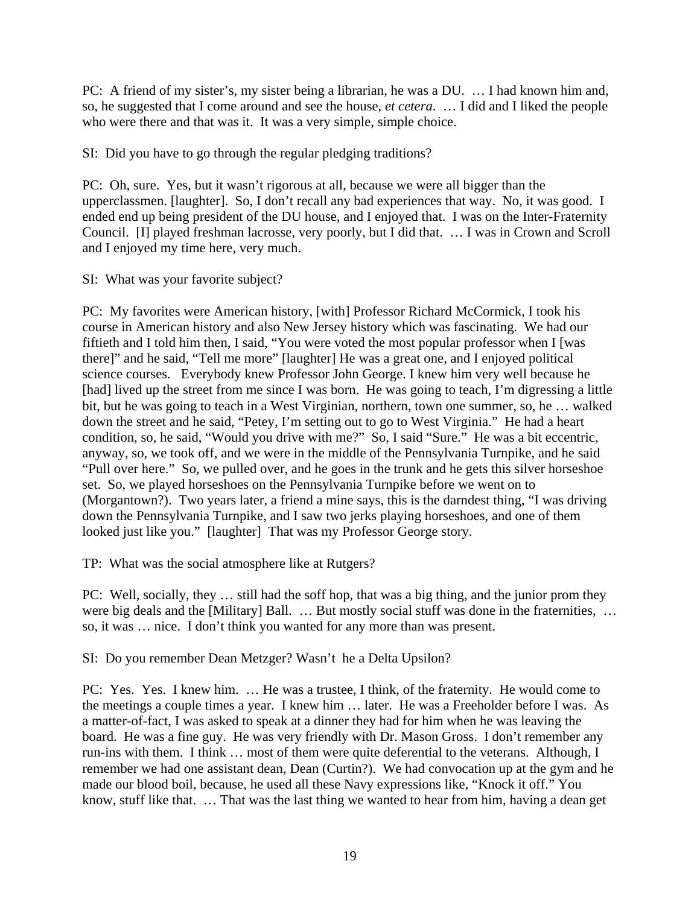PC: A friend of my sister's, my sister being a librarian, he was a DU. … I had known him and, so, he suggested that I come around and see the house, *et cetera*. … I did and I liked the people who were there and that was it. It was a very simple, simple choice.

SI: Did you have to go through the regular pledging traditions?

PC: Oh, sure. Yes, but it wasn't rigorous at all, because we were all bigger than the upperclassmen. [laughter]. So, I don't recall any bad experiences that way. No, it was good. I ended end up being president of the DU house, and I enjoyed that. I was on the Inter-Fraternity Council. [I] played freshman lacrosse, very poorly, but I did that. … I was in Crown and Scroll and I enjoyed my time here, very much.

SI: What was your favorite subject?

PC: My favorites were American history, [with] Professor Richard McCormick, I took his course in American history and also New Jersey history which was fascinating. We had our fiftieth and I told him then, I said, "You were voted the most popular professor when I [was there]" and he said, "Tell me more" [laughter] He was a great one, and I enjoyed political science courses. Everybody knew Professor John George. I knew him very well because he [had] lived up the street from me since I was born. He was going to teach, I'm digressing a little bit, but he was going to teach in a West Virginian, northern, town one summer, so, he … walked down the street and he said, "Petey, I'm setting out to go to West Virginia." He had a heart condition, so, he said, "Would you drive with me?" So, I said "Sure." He was a bit eccentric, anyway, so, we took off, and we were in the middle of the Pennsylvania Turnpike, and he said "Pull over here." So, we pulled over, and he goes in the trunk and he gets this silver horseshoe set. So, we played horseshoes on the Pennsylvania Turnpike before we went on to (Morgantown?). Two years later, a friend a mine says, this is the darndest thing, "I was driving down the Pennsylvania Turnpike, and I saw two jerks playing horseshoes, and one of them looked just like you." [laughter] That was my Professor George story.

TP: What was the social atmosphere like at Rutgers?

PC: Well, socially, they … still had the soff hop, that was a big thing, and the junior prom they were big deals and the [Military] Ball. … But mostly social stuff was done in the fraternities, … so, it was … nice. I don't think you wanted for any more than was present.

SI: Do you remember Dean Metzger? Wasn't he a Delta Upsilon?

PC: Yes. Yes. I knew him. … He was a trustee, I think, of the fraternity. He would come to the meetings a couple times a year. I knew him … later. He was a Freeholder before I was. As a matter-of-fact, I was asked to speak at a dinner they had for him when he was leaving the board. He was a fine guy. He was very friendly with Dr. Mason Gross. I don't remember any run-ins with them. I think … most of them were quite deferential to the veterans. Although, I remember we had one assistant dean, Dean (Curtin?). We had convocation up at the gym and he made our blood boil, because, he used all these Navy expressions like, "Knock it off." You know, stuff like that. … That was the last thing we wanted to hear from him, having a dean get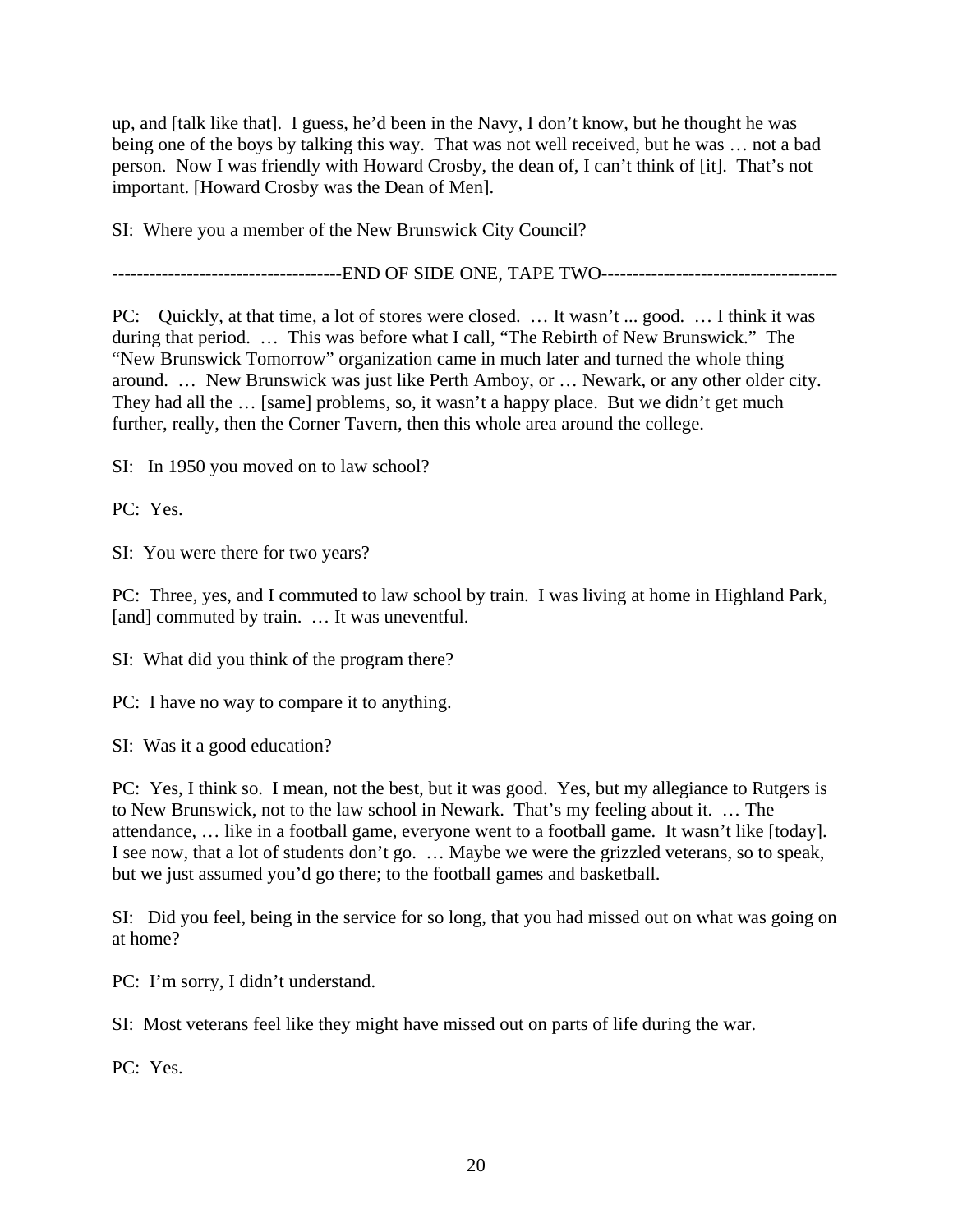up, and [talk like that]. I guess, he'd been in the Navy, I don't know, but he thought he was being one of the boys by talking this way. That was not well received, but he was … not a bad person. Now I was friendly with Howard Crosby, the dean of, I can't think of [it]. That's not important. [Howard Crosby was the Dean of Men].

SI: Where you a member of the New Brunswick City Council?

-------------------------------------END OF SIDE ONE, TAPE TWO--------------------------------------

PC: Quickly, at that time, a lot of stores were closed. … It wasn't ... good. … I think it was during that period. … This was before what I call, "The Rebirth of New Brunswick." The "New Brunswick Tomorrow" organization came in much later and turned the whole thing around. … New Brunswick was just like Perth Amboy, or … Newark, or any other older city. They had all the … [same] problems, so, it wasn't a happy place. But we didn't get much further, really, then the Corner Tavern, then this whole area around the college.

SI: In 1950 you moved on to law school?

PC: Yes.

SI: You were there for two years?

PC: Three, yes, and I commuted to law school by train. I was living at home in Highland Park, [and] commuted by train. … It was uneventful.

SI: What did you think of the program there?

PC: I have no way to compare it to anything.

SI: Was it a good education?

PC: Yes, I think so. I mean, not the best, but it was good. Yes, but my allegiance to Rutgers is to New Brunswick, not to the law school in Newark. That's my feeling about it. … The attendance, … like in a football game, everyone went to a football game. It wasn't like [today]. I see now, that a lot of students don't go. … Maybe we were the grizzled veterans, so to speak, but we just assumed you'd go there; to the football games and basketball.

SI: Did you feel, being in the service for so long, that you had missed out on what was going on at home?

PC: I'm sorry, I didn't understand.

SI: Most veterans feel like they might have missed out on parts of life during the war.

PC: Yes.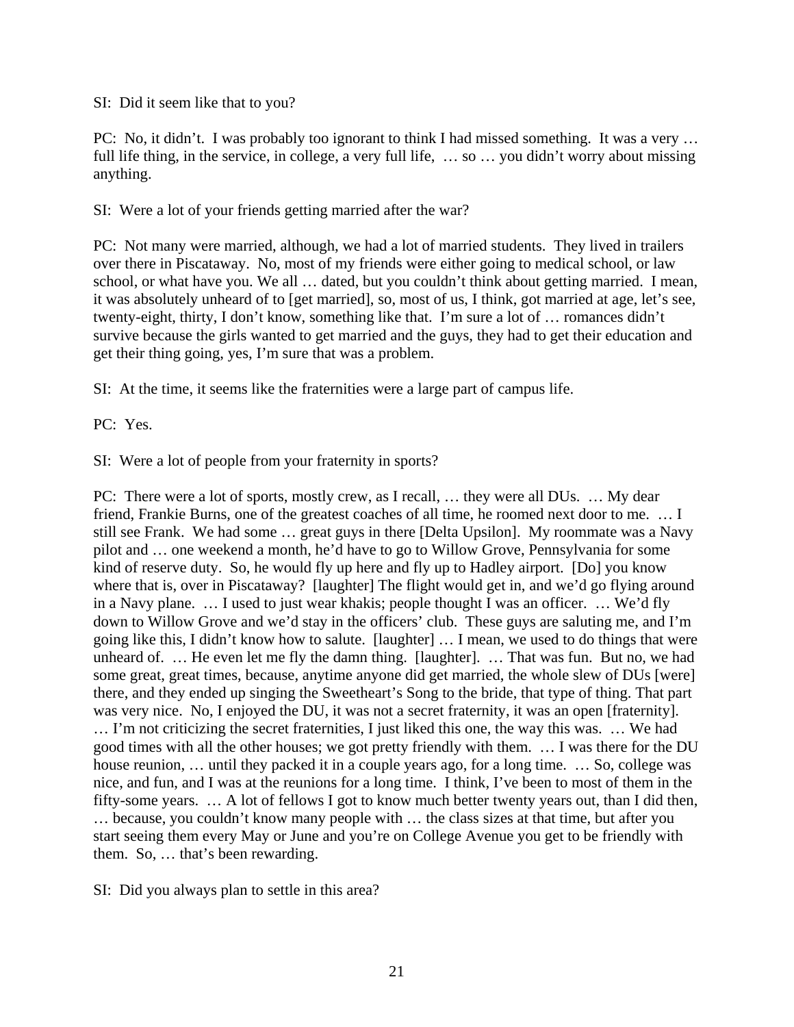SI: Did it seem like that to you?

PC: No, it didn't. I was probably too ignorant to think I had missed something. It was a very … full life thing, in the service, in college, a very full life, … so … you didn't worry about missing anything.

SI: Were a lot of your friends getting married after the war?

PC: Not many were married, although, we had a lot of married students. They lived in trailers over there in Piscataway. No, most of my friends were either going to medical school, or law school, or what have you. We all … dated, but you couldn't think about getting married. I mean, it was absolutely unheard of to [get married], so, most of us, I think, got married at age, let's see, twenty-eight, thirty, I don't know, something like that. I'm sure a lot of … romances didn't survive because the girls wanted to get married and the guys, they had to get their education and get their thing going, yes, I'm sure that was a problem.

SI: At the time, it seems like the fraternities were a large part of campus life.

PC: Yes.

SI: Were a lot of people from your fraternity in sports?

PC: There were a lot of sports, mostly crew, as I recall, … they were all DUs. … My dear friend, Frankie Burns, one of the greatest coaches of all time, he roomed next door to me. … I still see Frank. We had some … great guys in there [Delta Upsilon]. My roommate was a Navy pilot and … one weekend a month, he'd have to go to Willow Grove, Pennsylvania for some kind of reserve duty. So, he would fly up here and fly up to Hadley airport. [Do] you know where that is, over in Piscataway? [laughter] The flight would get in, and we'd go flying around in a Navy plane. … I used to just wear khakis; people thought I was an officer. … We'd fly down to Willow Grove and we'd stay in the officers' club. These guys are saluting me, and I'm going like this, I didn't know how to salute. [laughter] … I mean, we used to do things that were unheard of. … He even let me fly the damn thing. [laughter]. … That was fun. But no, we had some great, great times, because, anytime anyone did get married, the whole slew of DUs [were] there, and they ended up singing the Sweetheart's Song to the bride, that type of thing. That part was very nice. No, I enjoyed the DU, it was not a secret fraternity, it was an open [fraternity]. … I'm not criticizing the secret fraternities, I just liked this one, the way this was. … We had good times with all the other houses; we got pretty friendly with them. … I was there for the DU house reunion, … until they packed it in a couple years ago, for a long time. … So, college was nice, and fun, and I was at the reunions for a long time. I think, I've been to most of them in the fifty-some years. … A lot of fellows I got to know much better twenty years out, than I did then, … because, you couldn't know many people with … the class sizes at that time, but after you start seeing them every May or June and you're on College Avenue you get to be friendly with them. So, … that's been rewarding.

SI: Did you always plan to settle in this area?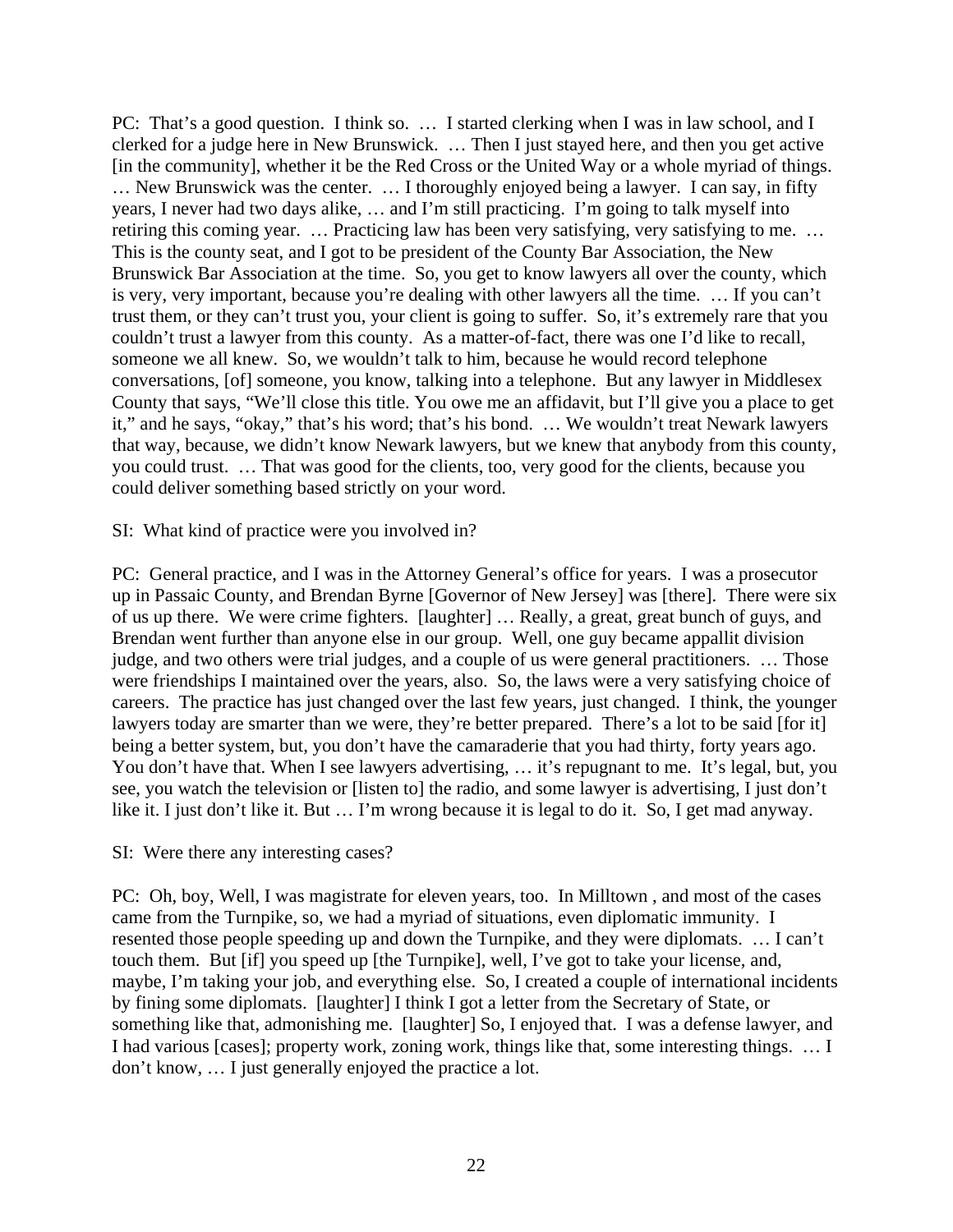PC: That's a good question. I think so. … I started clerking when I was in law school, and I clerked for a judge here in New Brunswick. … Then I just stayed here, and then you get active [in the community], whether it be the Red Cross or the United Way or a whole myriad of things. … New Brunswick was the center. … I thoroughly enjoyed being a lawyer. I can say, in fifty years, I never had two days alike, … and I'm still practicing. I'm going to talk myself into retiring this coming year. … Practicing law has been very satisfying, very satisfying to me. … This is the county seat, and I got to be president of the County Bar Association, the New Brunswick Bar Association at the time. So, you get to know lawyers all over the county, which is very, very important, because you're dealing with other lawyers all the time. … If you can't trust them, or they can't trust you, your client is going to suffer. So, it's extremely rare that you couldn't trust a lawyer from this county. As a matter-of-fact, there was one I'd like to recall, someone we all knew. So, we wouldn't talk to him, because he would record telephone conversations, [of] someone, you know, talking into a telephone. But any lawyer in Middlesex County that says, "We'll close this title. You owe me an affidavit, but I'll give you a place to get it," and he says, "okay," that's his word; that's his bond. … We wouldn't treat Newark lawyers that way, because, we didn't know Newark lawyers, but we knew that anybody from this county, you could trust. … That was good for the clients, too, very good for the clients, because you could deliver something based strictly on your word.

SI: What kind of practice were you involved in?

PC: General practice, and I was in the Attorney General's office for years. I was a prosecutor up in Passaic County, and Brendan Byrne [Governor of New Jersey] was [there]. There were six of us up there. We were crime fighters. [laughter] … Really, a great, great bunch of guys, and Brendan went further than anyone else in our group. Well, one guy became appallit division judge, and two others were trial judges, and a couple of us were general practitioners. … Those were friendships I maintained over the years, also. So, the laws were a very satisfying choice of careers. The practice has just changed over the last few years, just changed. I think, the younger lawyers today are smarter than we were, they're better prepared. There's a lot to be said [for it] being a better system, but, you don't have the camaraderie that you had thirty, forty years ago. You don't have that. When I see lawyers advertising, … it's repugnant to me. It's legal, but, you see, you watch the television or [listen to] the radio, and some lawyer is advertising, I just don't like it. I just don't like it. But … I'm wrong because it is legal to do it. So, I get mad anyway.

SI: Were there any interesting cases?

PC: Oh, boy, Well, I was magistrate for eleven years, too. In Milltown , and most of the cases came from the Turnpike, so, we had a myriad of situations, even diplomatic immunity. I resented those people speeding up and down the Turnpike, and they were diplomats. … I can't touch them. But [if] you speed up [the Turnpike], well, I've got to take your license, and, maybe, I'm taking your job, and everything else. So, I created a couple of international incidents by fining some diplomats. [laughter] I think I got a letter from the Secretary of State, or something like that, admonishing me. [laughter] So, I enjoyed that. I was a defense lawyer, and I had various [cases]; property work, zoning work, things like that, some interesting things. … I don't know, … I just generally enjoyed the practice a lot.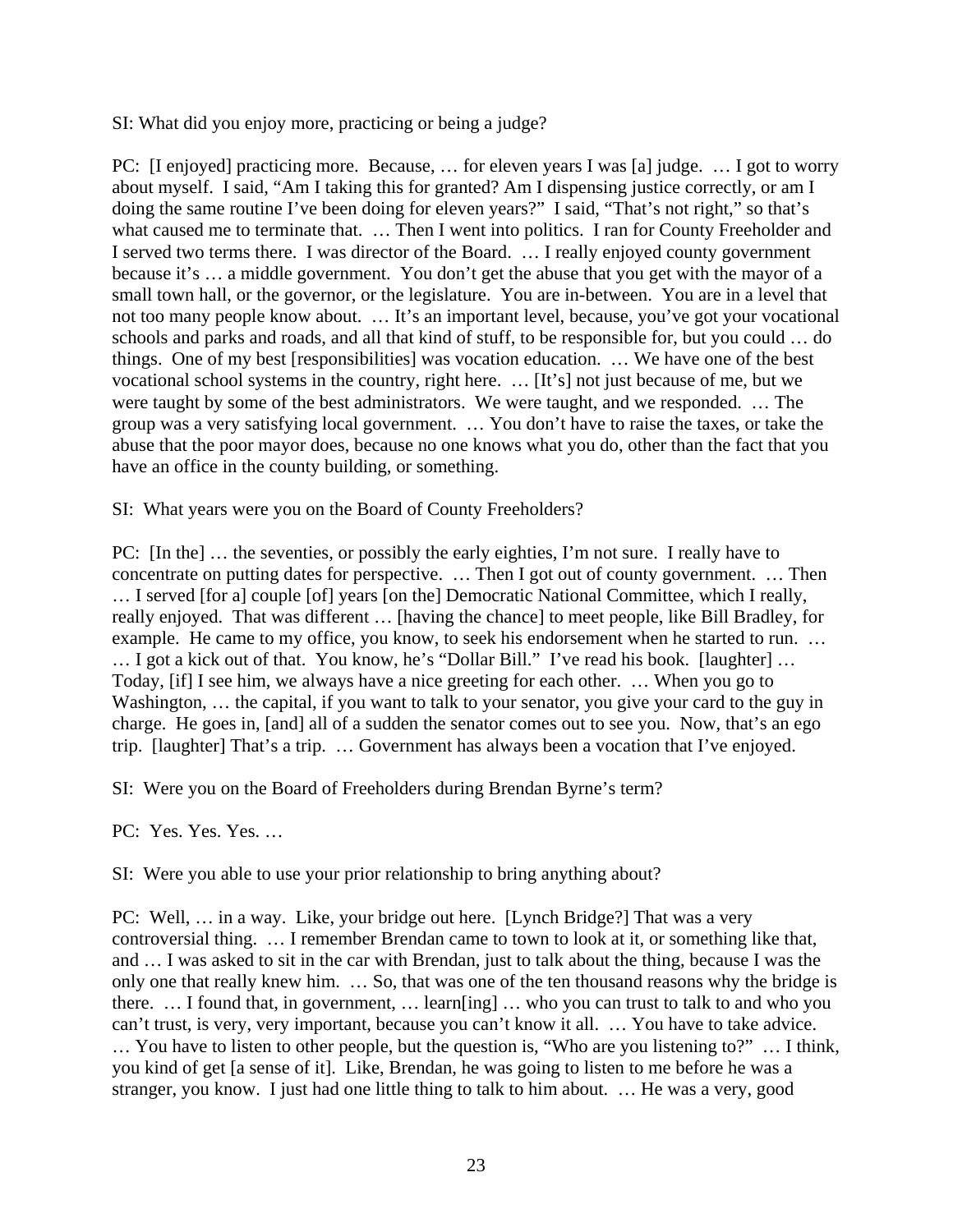SI: What did you enjoy more, practicing or being a judge?

PC: [I enjoyed] practicing more. Because, … for eleven years I was [a] judge. … I got to worry about myself. I said, "Am I taking this for granted? Am I dispensing justice correctly, or am I doing the same routine I've been doing for eleven years?" I said, "That's not right," so that's what caused me to terminate that. … Then I went into politics. I ran for County Freeholder and I served two terms there. I was director of the Board. … I really enjoyed county government because it's … a middle government. You don't get the abuse that you get with the mayor of a small town hall, or the governor, or the legislature. You are in-between. You are in a level that not too many people know about. … It's an important level, because, you've got your vocational schools and parks and roads, and all that kind of stuff, to be responsible for, but you could … do things. One of my best [responsibilities] was vocation education. … We have one of the best vocational school systems in the country, right here. … [It's] not just because of me, but we were taught by some of the best administrators. We were taught, and we responded. … The group was a very satisfying local government. … You don't have to raise the taxes, or take the abuse that the poor mayor does, because no one knows what you do, other than the fact that you have an office in the county building, or something.

SI: What years were you on the Board of County Freeholders?

PC: [In the] … the seventies, or possibly the early eighties, I'm not sure. I really have to concentrate on putting dates for perspective. … Then I got out of county government. … Then … I served [for a] couple [of] years [on the] Democratic National Committee, which I really, really enjoyed. That was different … [having the chance] to meet people, like Bill Bradley, for example. He came to my office, you know, to seek his endorsement when he started to run. … … I got a kick out of that. You know, he's "Dollar Bill." I've read his book. [laughter] … Today, [if] I see him, we always have a nice greeting for each other. … When you go to Washington, … the capital, if you want to talk to your senator, you give your card to the guy in charge. He goes in, [and] all of a sudden the senator comes out to see you. Now, that's an ego trip. [laughter] That's a trip. … Government has always been a vocation that I've enjoyed.

SI: Were you on the Board of Freeholders during Brendan Byrne's term?

PC: Yes. Yes. Yes. …

SI: Were you able to use your prior relationship to bring anything about?

PC: Well, … in a way. Like, your bridge out here. [Lynch Bridge?] That was a very controversial thing. … I remember Brendan came to town to look at it, or something like that, and … I was asked to sit in the car with Brendan, just to talk about the thing, because I was the only one that really knew him. … So, that was one of the ten thousand reasons why the bridge is there. … I found that, in government, … learn[ing] … who you can trust to talk to and who you can't trust, is very, very important, because you can't know it all. … You have to take advice. … You have to listen to other people, but the question is, "Who are you listening to?" … I think, you kind of get [a sense of it]. Like, Brendan, he was going to listen to me before he was a stranger, you know. I just had one little thing to talk to him about. … He was a very, good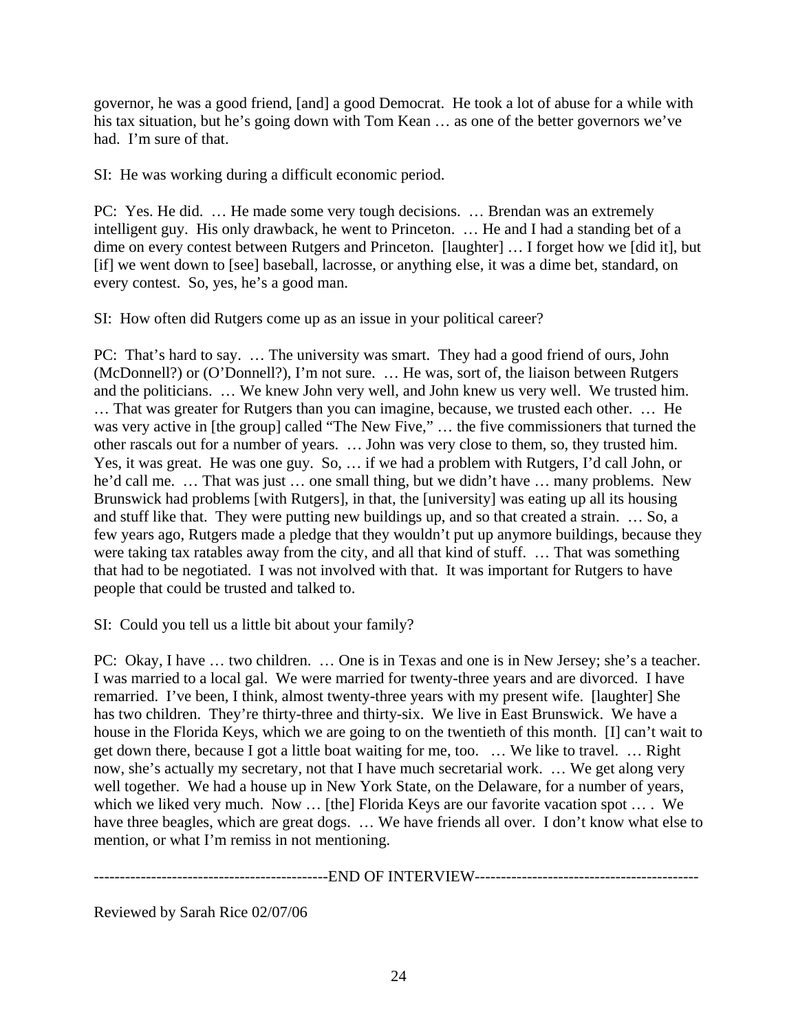governor, he was a good friend, [and] a good Democrat. He took a lot of abuse for a while with his tax situation, but he's going down with Tom Kean … as one of the better governors we've had. I'm sure of that.

SI: He was working during a difficult economic period.

PC: Yes. He did. … He made some very tough decisions. … Brendan was an extremely intelligent guy. His only drawback, he went to Princeton. … He and I had a standing bet of a dime on every contest between Rutgers and Princeton. [laughter] … I forget how we [did it], but [if] we went down to [see] baseball, lacrosse, or anything else, it was a dime bet, standard, on every contest. So, yes, he's a good man.

SI: How often did Rutgers come up as an issue in your political career?

PC: That's hard to say. … The university was smart. They had a good friend of ours, John (McDonnell?) or (O'Donnell?), I'm not sure. … He was, sort of, the liaison between Rutgers and the politicians. … We knew John very well, and John knew us very well. We trusted him. … That was greater for Rutgers than you can imagine, because, we trusted each other. … He was very active in [the group] called "The New Five," … the five commissioners that turned the other rascals out for a number of years. … John was very close to them, so, they trusted him. Yes, it was great. He was one guy. So, … if we had a problem with Rutgers, I'd call John, or he'd call me. … That was just … one small thing, but we didn't have … many problems. New Brunswick had problems [with Rutgers], in that, the [university] was eating up all its housing and stuff like that. They were putting new buildings up, and so that created a strain. … So, a few years ago, Rutgers made a pledge that they wouldn't put up anymore buildings, because they were taking tax ratables away from the city, and all that kind of stuff. … That was something that had to be negotiated. I was not involved with that. It was important for Rutgers to have people that could be trusted and talked to.

SI: Could you tell us a little bit about your family?

PC: Okay, I have … two children. … One is in Texas and one is in New Jersey; she's a teacher. I was married to a local gal. We were married for twenty-three years and are divorced. I have remarried. I've been, I think, almost twenty-three years with my present wife. [laughter] She has two children. They're thirty-three and thirty-six. We live in East Brunswick. We have a house in the Florida Keys, which we are going to on the twentieth of this month. [I] can't wait to get down there, because I got a little boat waiting for me, too. … We like to travel. … Right now, she's actually my secretary, not that I have much secretarial work. … We get along very well together. We had a house up in New York State, on the Delaware, for a number of years, which we liked very much. Now … [the] Florida Keys are our favorite vacation spot … . We have three beagles, which are great dogs. … We have friends all over. I don't know what else to mention, or what I'm remiss in not mentioning.

--------------------------------------------END OF INTERVIEW-------------------------------------------

Reviewed by Sarah Rice 02/07/06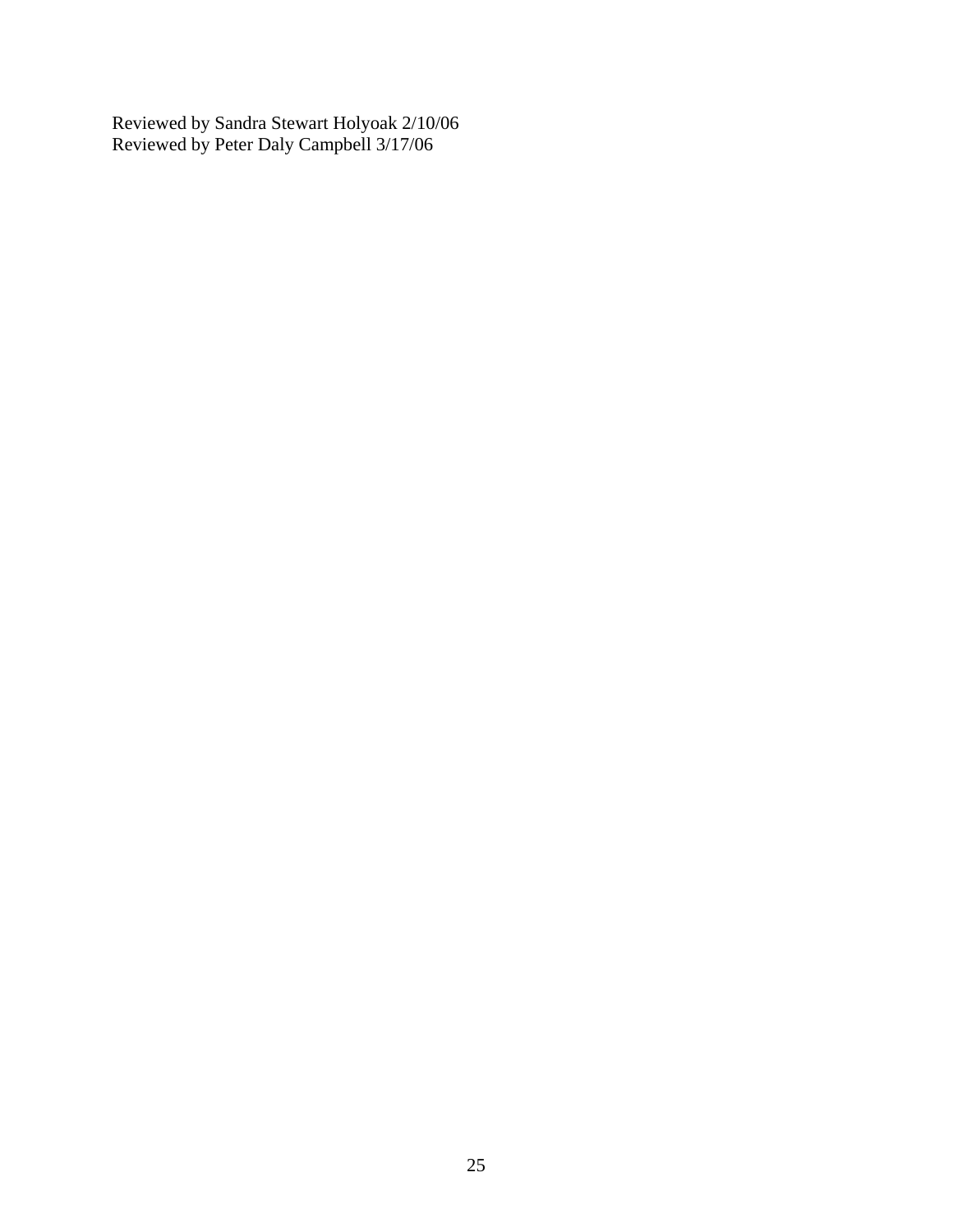Reviewed by Sandra Stewart Holyoak 2/10/06
Reviewed by Peter Daly Campbell 3/17/06